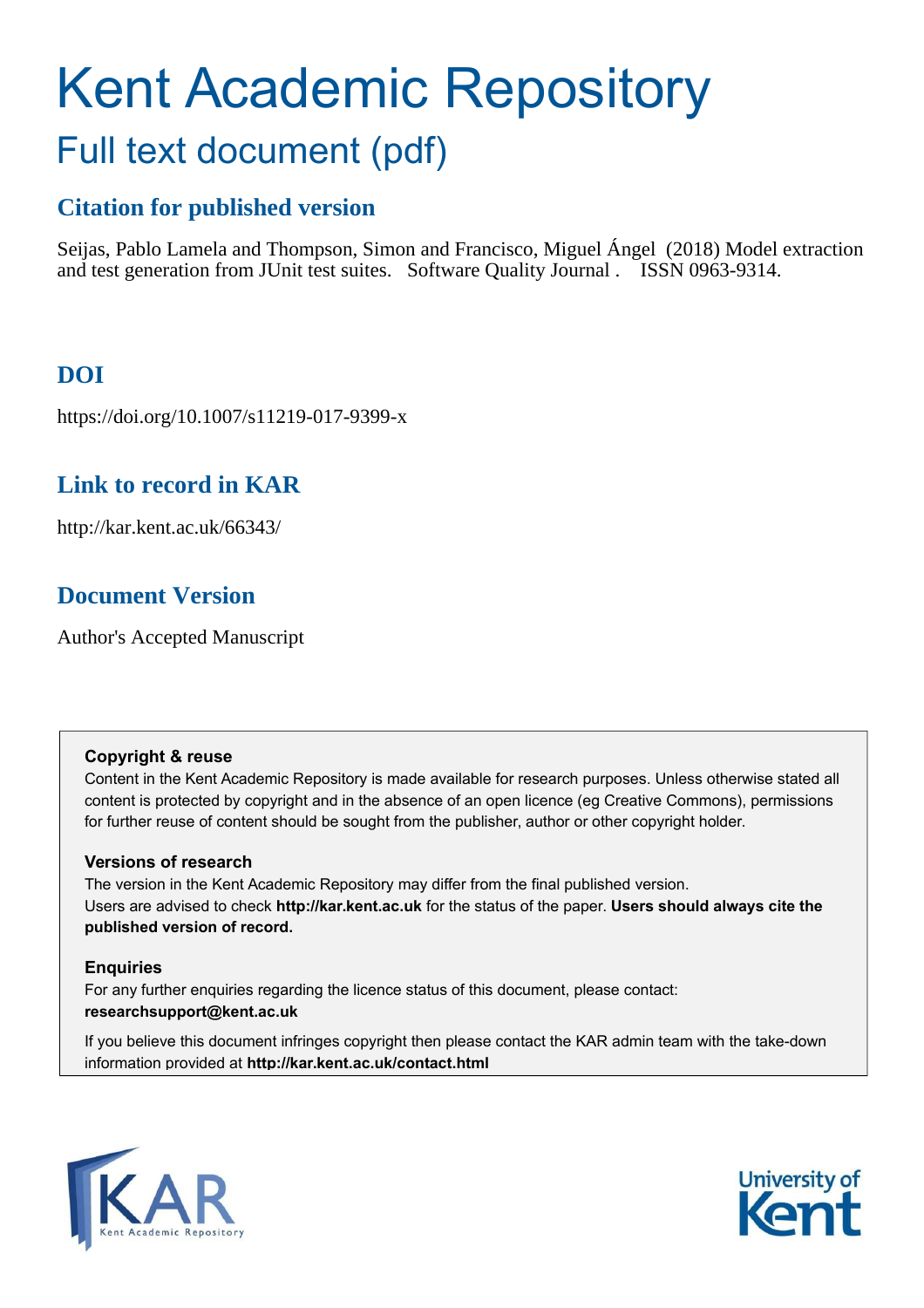# Kent Academic Repository

## Full text document (pdf)

### Citation for published version

Seijas, Pablo Lamela and Thompson, Simon and Francisco, Miguel Ángel (2018) Model extraction and test generation from JUnit test suites. Software Quality Journal . ISSN 0963-9314.

### DOI

https://doi.org/10.1007/s11219-017-9399-x

### Link to record in KAR

http://kar.kent.ac.uk/66343/

### Document Version

Author's Accepted Manuscript

**Copyright & reuse**

Content in the Kent Academic Repository is made available for research purposes. Unless otherwise stated all content is protected by copyright and in the absence of an open licence (eg Creative Commons), permissions for further reuse of content should be sought from the publisher, author or other copyright holder.

**Versions of research**

The version in the Kent Academic Repository may differ from the final published version. Users are advised to check **http://kar.kent.ac.uk** for the status of the paper. **Users should always cite the published version of record.**

**Enquiries**

For any further enquiries regarding the licence status of this document, please contact: **researchsupport@kent.ac.uk**

If you believe this document infringes copyright then please contact the KAR admin team with the take-down information provided at **http://kar.kent.ac.uk/contact.html**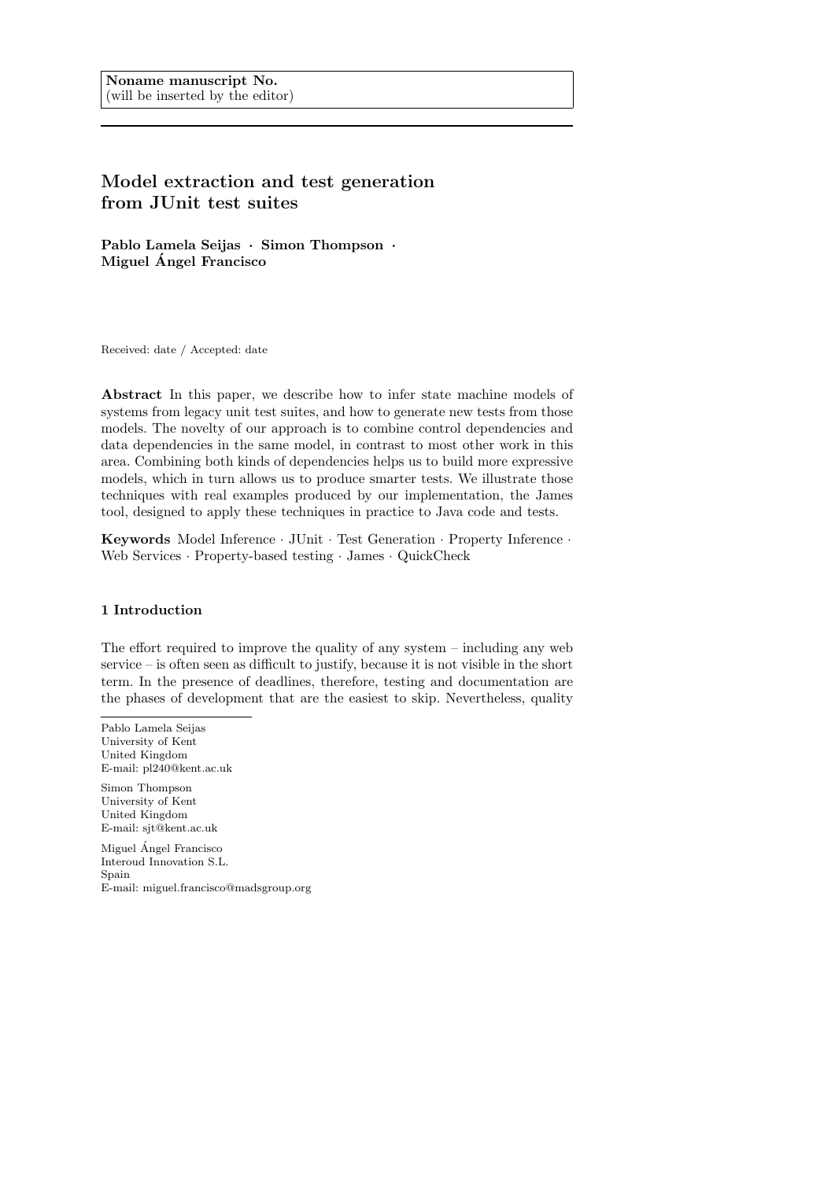Noname manuscript No.
(will be inserted by the editor)

# Model extraction and test generation from JUnit test suites

**Pablo Lamela Seijas · Simon Thompson · Miguel Ángel Francisco**

Received: date / Accepted: date

**Abstract** In this paper, we describe how to infer state machine models of systems from legacy unit test suites, and how to generate new tests from those models. The novelty of our approach is to combine control dependencies and data dependencies in the same model, in contrast to most other work in this area. Combining both kinds of dependencies helps us to build more expressive models, which in turn allows us to produce smarter tests. We illustrate those techniques with real examples produced by our implementation, the James tool, designed to apply these techniques in practice to Java code and tests.

**Keywords** Model Inference · JUnit · Test Generation · Property Inference · Web Services · Property-based testing · James · QuickCheck

## 1 Introduction

The effort required to improve the quality of any system – including any web service – is often seen as difficult to justify, because it is not visible in the short term. In the presence of deadlines, therefore, testing and documentation are the phases of development that are the easiest to skip. Nevertheless, quality

---

Pablo Lamela Seijas
University of Kent
United Kingdom
E-mail: pl240@kent.ac.uk

Simon Thompson
University of Kent
United Kingdom
E-mail: sjt@kent.ac.uk

Miguel Ángel Francisco
Interoud Innovation S.L.
Spain
E-mail: miguel.francisco@madsgroup.org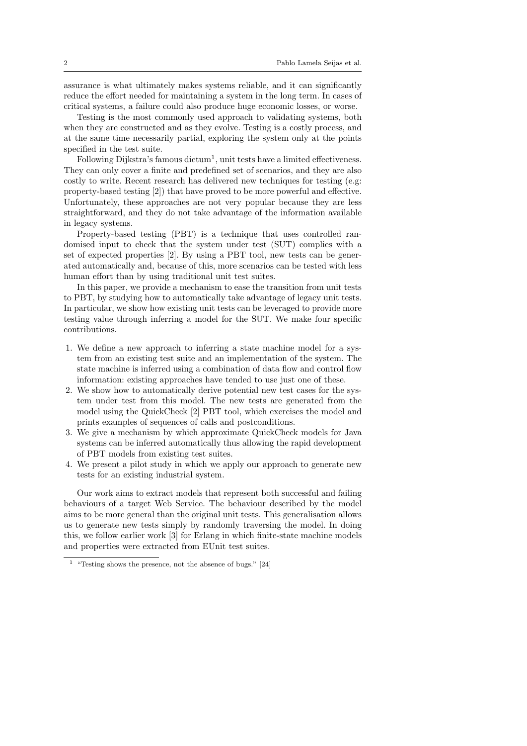assurance is what ultimately makes systems reliable, and it can significantly reduce the effort needed for maintaining a system in the long term. In cases of critical systems, a failure could also produce huge economic losses, or worse.

Testing is the most commonly used approach to validating systems, both when they are constructed and as they evolve. Testing is a costly process, and at the same time necessarily partial, exploring the system only at the points specified in the test suite.

Following Dijkstra's famous dictum[1], unit tests have a limited effectiveness. They can only cover a finite and predefined set of scenarios, and they are also costly to write. Recent research has delivered new techniques for testing (e.g: property-based testing [2]) that have proved to be more powerful and effective. Unfortunately, these approaches are not very popular because they are less straightforward, and they do not take advantage of the information available in legacy systems.

Property-based testing (PBT) is a technique that uses controlled randomised input to check that the system under test (SUT) complies with a set of expected properties [2]. By using a PBT tool, new tests can be generated automatically and, because of this, more scenarios can be tested with less human effort than by using traditional unit test suites.

In this paper, we provide a mechanism to ease the transition from unit tests to PBT, by studying how to automatically take advantage of legacy unit tests. In particular, we show how existing unit tests can be leveraged to provide more testing value through inferring a model for the SUT. We make four specific contributions.

1. We define a new approach to inferring a state machine model for a system from an existing test suite and an implementation of the system. The state machine is inferred using a combination of data flow and control flow information: existing approaches have tended to use just one of these.
2. We show how to automatically derive potential new test cases for the system under test from this model. The new tests are generated from the model using the QuickCheck [2] PBT tool, which exercises the model and prints examples of sequences of calls and postconditions.
3. We give a mechanism by which approximate QuickCheck models for Java systems can be inferred automatically thus allowing the rapid development of PBT models from existing test suites.
4. We present a pilot study in which we apply our approach to generate new tests for an existing industrial system.

Our work aims to extract models that represent both successful and failing behaviours of a target Web Service. The behaviour described by the model aims to be more general than the original unit tests. This generalisation allows us to generate new tests simply by randomly traversing the model. In doing this, we follow earlier work [3] for Erlang in which finite-state machine models and properties were extracted from EUnit test suites.

[1] "Testing shows the presence, not the absence of bugs." [24]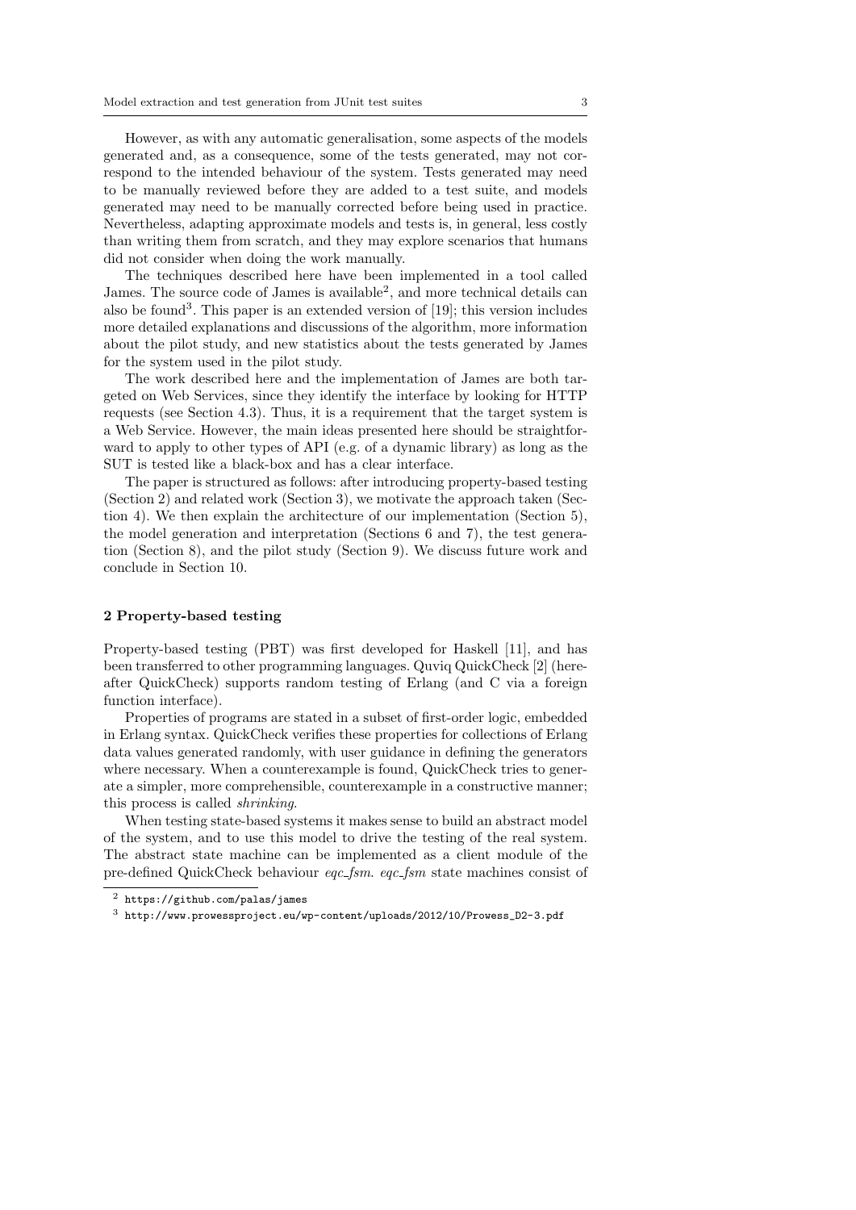However, as with any automatic generalisation, some aspects of the models generated and, as a consequence, some of the tests generated, may not correspond to the intended behaviour of the system. Tests generated may need to be manually reviewed before they are added to a test suite, and models generated may need to be manually corrected before being used in practice. Nevertheless, adapting approximate models and tests is, in general, less costly than writing them from scratch, and they may explore scenarios that humans did not consider when doing the work manually.

The techniques described here have been implemented in a tool called James. The source code of James is available[2], and more technical details can also be found[3]. This paper is an extended version of [19]; this version includes more detailed explanations and discussions of the algorithm, more information about the pilot study, and new statistics about the tests generated by James for the system used in the pilot study.

The work described here and the implementation of James are both targeted on Web Services, since they identify the interface by looking for HTTP requests (see Section 4.3). Thus, it is a requirement that the target system is a Web Service. However, the main ideas presented here should be straightforward to apply to other types of API (e.g. of a dynamic library) as long as the SUT is tested like a black-box and has a clear interface.

The paper is structured as follows: after introducing property-based testing (Section 2) and related work (Section 3), we motivate the approach taken (Section 4). We then explain the architecture of our implementation (Section 5), the model generation and interpretation (Sections 6 and 7), the test generation (Section 8), and the pilot study (Section 9). We discuss future work and conclude in Section 10.

## 2 Property-based testing

Property-based testing (PBT) was first developed for Haskell [11], and has been transferred to other programming languages. Quviq QuickCheck [2] (hereafter QuickCheck) supports random testing of Erlang (and C via a foreign function interface).

Properties of programs are stated in a subset of first-order logic, embedded in Erlang syntax. QuickCheck verifies these properties for collections of Erlang data values generated randomly, with user guidance in defining the generators where necessary. When a counterexample is found, QuickCheck tries to generate a simpler, more comprehensible, counterexample in a constructive manner; this process is called *shrinking*.

When testing state-based systems it makes sense to build an abstract model of the system, and to use this model to drive the testing of the real system. The abstract state machine can be implemented as a client module of the pre-defined QuickCheck behaviour *eqc_fsm*. *eqc_fsm* state machines consist of

[2] `https://github.com/palas/james`

[3] `http://www.prowessproject.eu/wp-content/uploads/2012/10/Prowess_D2-3.pdf`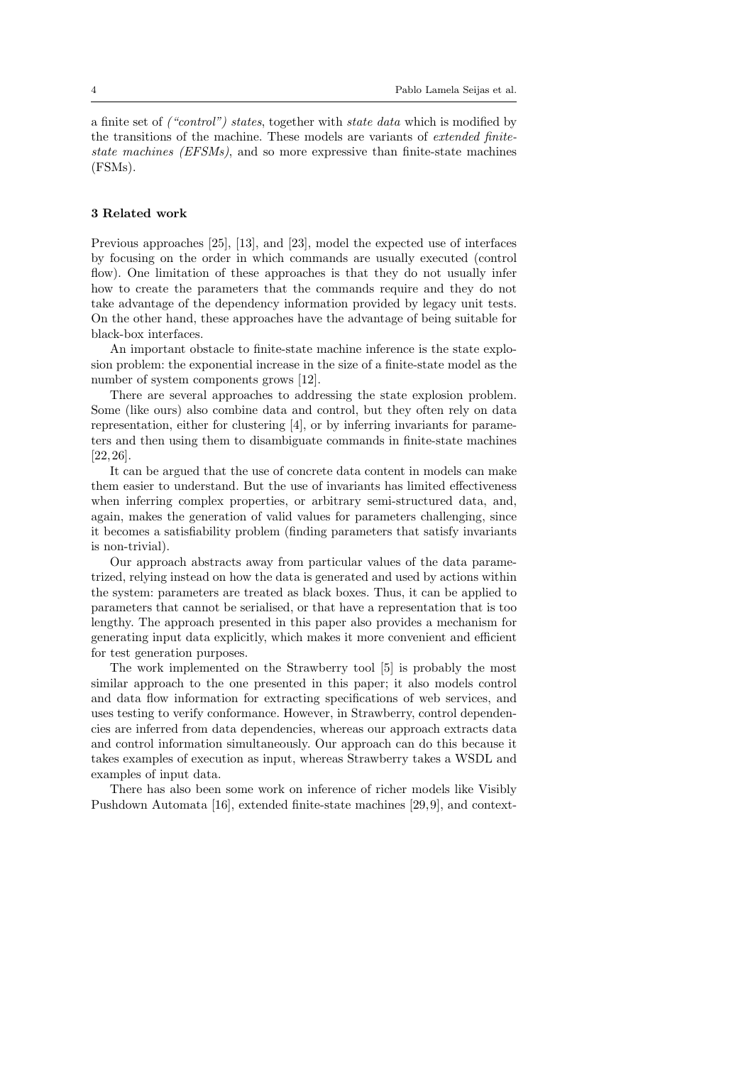a finite set of *("control") states*, together with *state data* which is modified by the transitions of the machine. These models are variants of *extended finite-state machines (EFSMs)*, and so more expressive than finite-state machines (FSMs).

## 3 Related work

Previous approaches [25], [13], and [23], model the expected use of interfaces by focusing on the order in which commands are usually executed (control flow). One limitation of these approaches is that they do not usually infer how to create the parameters that the commands require and they do not take advantage of the dependency information provided by legacy unit tests. On the other hand, these approaches have the advantage of being suitable for black-box interfaces.

An important obstacle to finite-state machine inference is the state explosion problem: the exponential increase in the size of a finite-state model as the number of system components grows [12].

There are several approaches to addressing the state explosion problem. Some (like ours) also combine data and control, but they often rely on data representation, either for clustering [4], or by inferring invariants for parameters and then using them to disambiguate commands in finite-state machines [22,26].

It can be argued that the use of concrete data content in models can make them easier to understand. But the use of invariants has limited effectiveness when inferring complex properties, or arbitrary semi-structured data, and, again, makes the generation of valid values for parameters challenging, since it becomes a satisfiability problem (finding parameters that satisfy invariants is non-trivial).

Our approach abstracts away from particular values of the data parametrized, relying instead on how the data is generated and used by actions within the system: parameters are treated as black boxes. Thus, it can be applied to parameters that cannot be serialised, or that have a representation that is too lengthy. The approach presented in this paper also provides a mechanism for generating input data explicitly, which makes it more convenient and efficient for test generation purposes.

The work implemented on the Strawberry tool [5] is probably the most similar approach to the one presented in this paper; it also models control and data flow information for extracting specifications of web services, and uses testing to verify conformance. However, in Strawberry, control dependencies are inferred from data dependencies, whereas our approach extracts data and control information simultaneously. Our approach can do this because it takes examples of execution as input, whereas Strawberry takes a WSDL and examples of input data.

There has also been some work on inference of richer models like Visibly Pushdown Automata [16], extended finite-state machines [29,9], and context-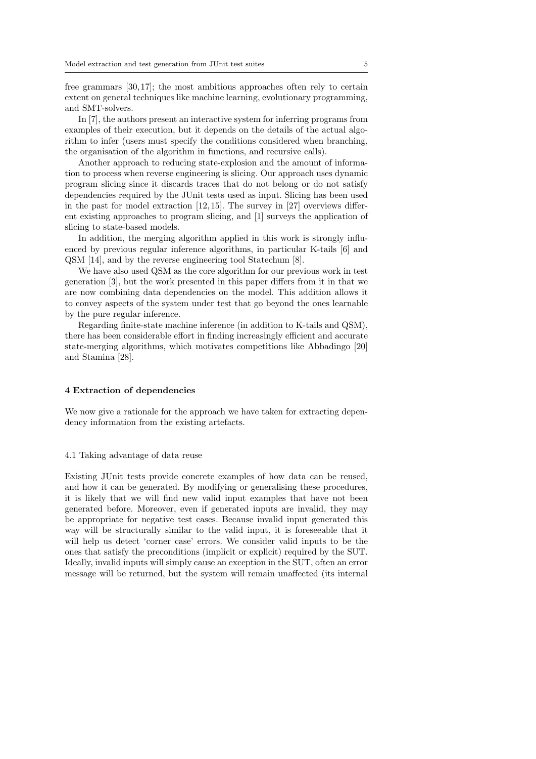free grammars [30, 17]; the most ambitious approaches often rely to certain extent on general techniques like machine learning, evolutionary programming, and SMT-solvers.

In [7], the authors present an interactive system for inferring programs from examples of their execution, but it depends on the details of the actual algorithm to infer (users must specify the conditions considered when branching, the organisation of the algorithm in functions, and recursive calls).

Another approach to reducing state-explosion and the amount of information to process when reverse engineering is slicing. Our approach uses dynamic program slicing since it discards traces that do not belong or do not satisfy dependencies required by the JUnit tests used as input. Slicing has been used in the past for model extraction [12, 15]. The survey in [27] overviews different existing approaches to program slicing, and [1] surveys the application of slicing to state-based models.

In addition, the merging algorithm applied in this work is strongly influenced by previous regular inference algorithms, in particular K-tails [6] and QSM [14], and by the reverse engineering tool Statechum [8].

We have also used QSM as the core algorithm for our previous work in test generation [3], but the work presented in this paper differs from it in that we are now combining data dependencies on the model. This addition allows it to convey aspects of the system under test that go beyond the ones learnable by the pure regular inference.

Regarding finite-state machine inference (in addition to K-tails and QSM), there has been considerable effort in finding increasingly efficient and accurate state-merging algorithms, which motivates competitions like Abbadingo [20] and Stamina [28].

## 4 Extraction of dependencies

We now give a rationale for the approach we have taken for extracting dependency information from the existing artefacts.

### 4.1 Taking advantage of data reuse

Existing JUnit tests provide concrete examples of how data can be reused, and how it can be generated. By modifying or generalising these procedures, it is likely that we will find new valid input examples that have not been generated before. Moreover, even if generated inputs are invalid, they may be appropriate for negative test cases. Because invalid input generated this way will be structurally similar to the valid input, it is foreseeable that it will help us detect 'corner case' errors. We consider valid inputs to be the ones that satisfy the preconditions (implicit or explicit) required by the SUT. Ideally, invalid inputs will simply cause an exception in the SUT, often an error message will be returned, but the system will remain unaffected (its internal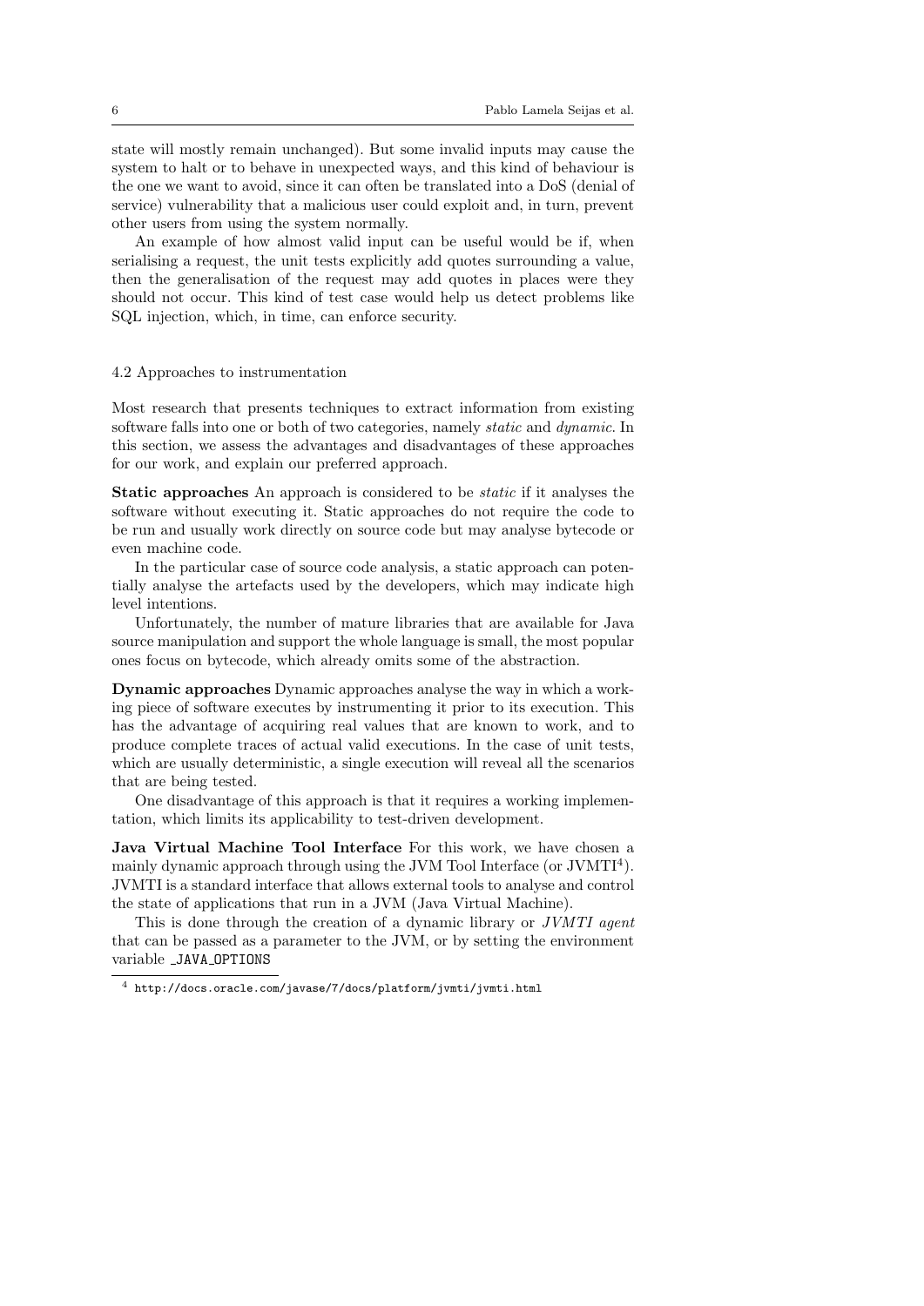state will mostly remain unchanged). But some invalid inputs may cause the system to halt or to behave in unexpected ways, and this kind of behaviour is the one we want to avoid, since it can often be translated into a DoS (denial of service) vulnerability that a malicious user could exploit and, in turn, prevent other users from using the system normally.

An example of how almost valid input can be useful would be if, when serialising a request, the unit tests explicitly add quotes surrounding a value, then the generalisation of the request may add quotes in places were they should not occur. This kind of test case would help us detect problems like SQL injection, which, in time, can enforce security.

### 4.2 Approaches to instrumentation

Most research that presents techniques to extract information from existing software falls into one or both of two categories, namely *static* and *dynamic*. In this section, we assess the advantages and disadvantages of these approaches for our work, and explain our preferred approach.

**Static approaches** An approach is considered to be *static* if it analyses the software without executing it. Static approaches do not require the code to be run and usually work directly on source code but may analyse bytecode or even machine code.

In the particular case of source code analysis, a static approach can potentially analyse the artefacts used by the developers, which may indicate high level intentions.

Unfortunately, the number of mature libraries that are available for Java source manipulation and support the whole language is small, the most popular ones focus on bytecode, which already omits some of the abstraction.

**Dynamic approaches** Dynamic approaches analyse the way in which a working piece of software executes by instrumenting it prior to its execution. This has the advantage of acquiring real values that are known to work, and to produce complete traces of actual valid executions. In the case of unit tests, which are usually deterministic, a single execution will reveal all the scenarios that are being tested.

One disadvantage of this approach is that it requires a working implementation, which limits its applicability to test-driven development.

**Java Virtual Machine Tool Interface** For this work, we have chosen a mainly dynamic approach through using the JVM Tool Interface (or JVMTI[4]). JVMTI is a standard interface that allows external tools to analyse and control the state of applications that run in a JVM (Java Virtual Machine).

This is done through the creation of a dynamic library or *JVMTI agent* that can be passed as a parameter to the JVM, or by setting the environment variable `_JAVA_OPTIONS`

[4] `http://docs.oracle.com/javase/7/docs/platform/jvmti/jvmti.html`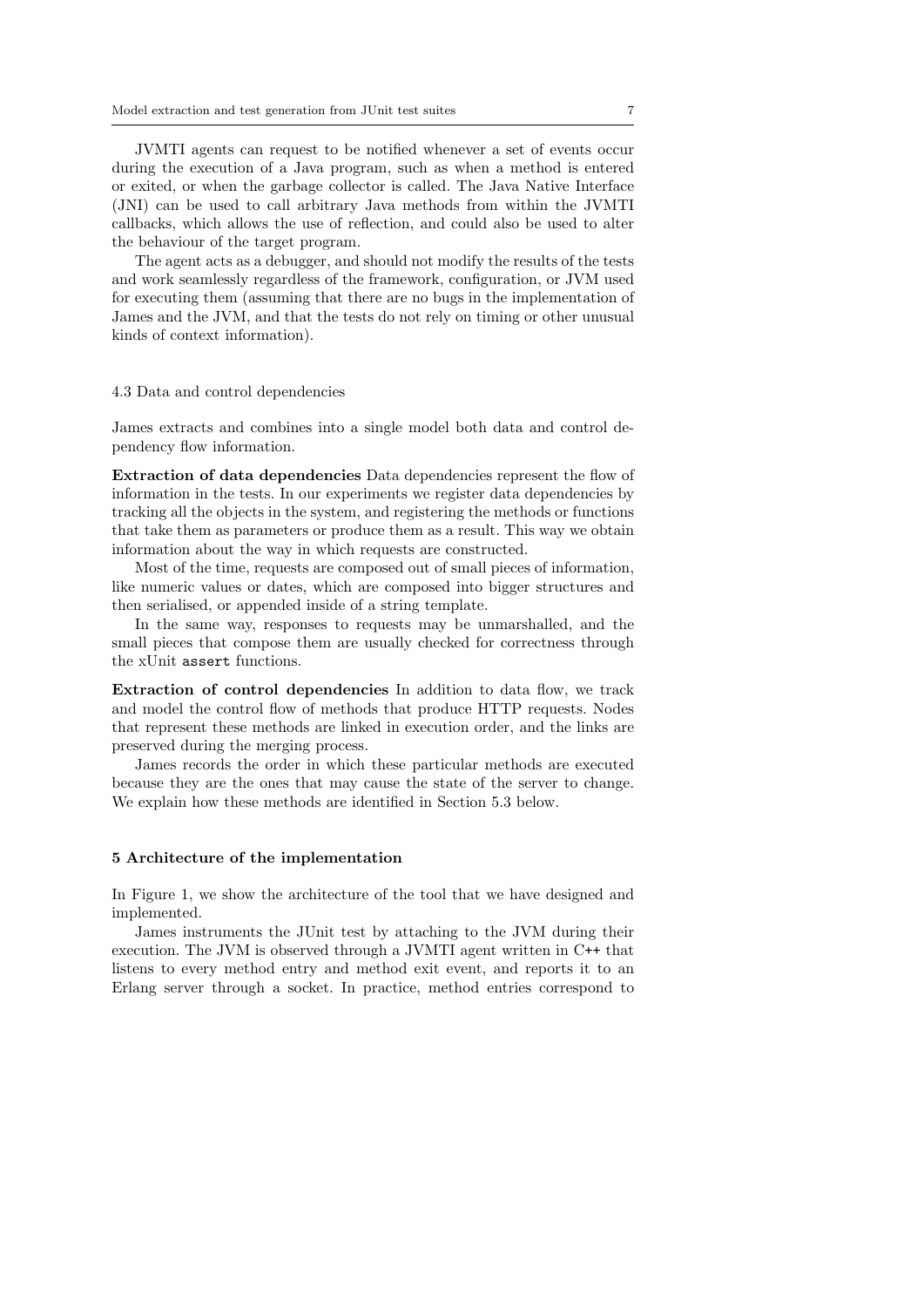JVMTI agents can request to be notified whenever a set of events occur during the execution of a Java program, such as when a method is entered or exited, or when the garbage collector is called. The Java Native Interface (JNI) can be used to call arbitrary Java methods from within the JVMTI callbacks, which allows the use of reflection, and could also be used to alter the behaviour of the target program.

The agent acts as a debugger, and should not modify the results of the tests and work seamlessly regardless of the framework, configuration, or JVM used for executing them (assuming that there are no bugs in the implementation of James and the JVM, and that the tests do not rely on timing or other unusual kinds of context information).

### 4.3 Data and control dependencies

James extracts and combines into a single model both data and control dependency flow information.

**Extraction of data dependencies** Data dependencies represent the flow of information in the tests. In our experiments we register data dependencies by tracking all the objects in the system, and registering the methods or functions that take them as parameters or produce them as a result. This way we obtain information about the way in which requests are constructed.

Most of the time, requests are composed out of small pieces of information, like numeric values or dates, which are composed into bigger structures and then serialised, or appended inside of a string template.

In the same way, responses to requests may be unmarshalled, and the small pieces that compose them are usually checked for correctness through the xUnit `assert` functions.

**Extraction of control dependencies** In addition to data flow, we track and model the control flow of methods that produce HTTP requests. Nodes that represent these methods are linked in execution order, and the links are preserved during the merging process.

James records the order in which these particular methods are executed because they are the ones that may cause the state of the server to change. We explain how these methods are identified in Section 5.3 below.

## 5 Architecture of the implementation

In Figure 1, we show the architecture of the tool that we have designed and implemented.

James instruments the JUnit test by attaching to the JVM during their execution. The JVM is observed through a JVMTI agent written in C++ that listens to every method entry and method exit event, and reports it to an Erlang server through a socket. In practice, method entries correspond to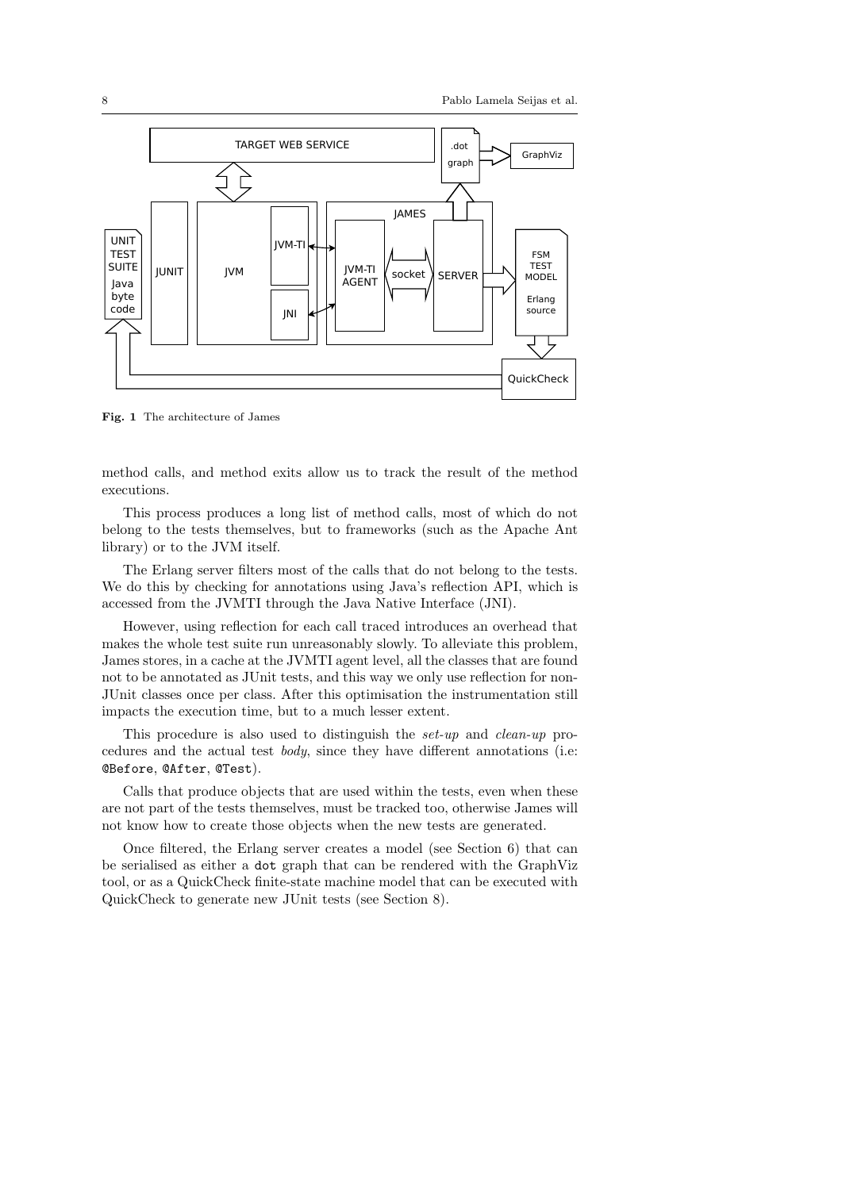Fig. 1 The architecture of James

method calls, and method exits allow us to track the result of the method executions.

This process produces a long list of method calls, most of which do not belong to the tests themselves, but to frameworks (such as the Apache Ant library) or to the JVM itself.

The Erlang server filters most of the calls that do not belong to the tests. We do this by checking for annotations using Java's reflection API, which is accessed from the JVMTI through the Java Native Interface (JNI).

However, using reflection for each call traced introduces an overhead that makes the whole test suite run unreasonably slowly. To alleviate this problem, James stores, in a cache at the JVMTI agent level, all the classes that are found not to be annotated as JUnit tests, and this way we only use reflection for non-JUnit classes once per class. After this optimisation the instrumentation still impacts the execution time, but to a much lesser extent.

This procedure is also used to distinguish the *set-up* and *clean-up* procedures and the actual test *body*, since they have different annotations (i.e: `@Before`, `@After`, `@Test`).

Calls that produce objects that are used within the tests, even when these are not part of the tests themselves, must be tracked too, otherwise James will not know how to create those objects when the new tests are generated.

Once filtered, the Erlang server creates a model (see Section 6) that can be serialised as either a `dot` graph that can be rendered with the GraphViz tool, or as a QuickCheck finite-state machine model that can be executed with QuickCheck to generate new JUnit tests (see Section 8).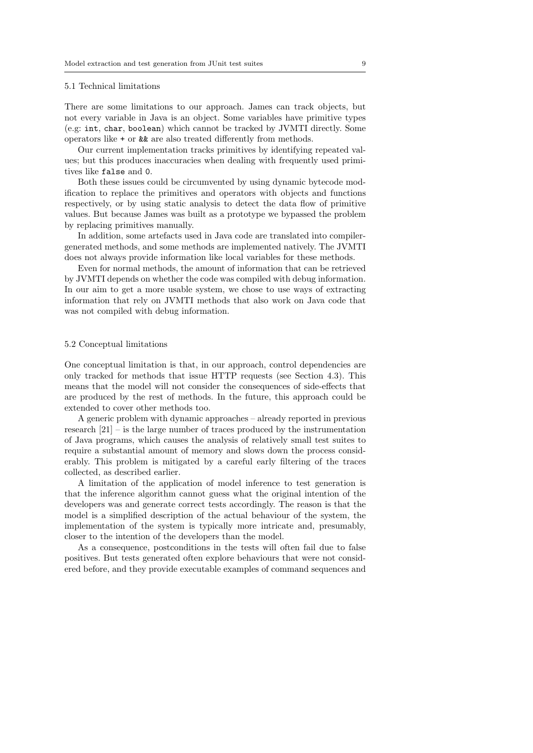### 5.1 Technical limitations

There are some limitations to our approach. James can track objects, but not every variable in Java is an object. Some variables have primitive types (e.g: `int`, `char`, `boolean`) which cannot be tracked by JVMTI directly. Some operators like `+` or `&&` are also treated differently from methods.

Our current implementation tracks primitives by identifying repeated values; but this produces inaccuracies when dealing with frequently used primitives like `false` and `0`.

Both these issues could be circumvented by using dynamic bytecode modification to replace the primitives and operators with objects and functions respectively, or by using static analysis to detect the data flow of primitive values. But because James was built as a prototype we bypassed the problem by replacing primitives manually.

In addition, some artefacts used in Java code are translated into compiler-generated methods, and some methods are implemented natively. The JVMTI does not always provide information like local variables for these methods.

Even for normal methods, the amount of information that can be retrieved by JVMTI depends on whether the code was compiled with debug information. In our aim to get a more usable system, we chose to use ways of extracting information that rely on JVMTI methods that also work on Java code that was not compiled with debug information.

### 5.2 Conceptual limitations

One conceptual limitation is that, in our approach, control dependencies are only tracked for methods that issue HTTP requests (see Section 4.3). This means that the model will not consider the consequences of side-effects that are produced by the rest of methods. In the future, this approach could be extended to cover other methods too.

A generic problem with dynamic approaches – already reported in previous research [21] – is the large number of traces produced by the instrumentation of Java programs, which causes the analysis of relatively small test suites to require a substantial amount of memory and slows down the process considerably. This problem is mitigated by a careful early filtering of the traces collected, as described earlier.

A limitation of the application of model inference to test generation is that the inference algorithm cannot guess what the original intention of the developers was and generate correct tests accordingly. The reason is that the model is a simplified description of the actual behaviour of the system, the implementation of the system is typically more intricate and, presumably, closer to the intention of the developers than the model.

As a consequence, postconditions in the tests will often fail due to false positives. But tests generated often explore behaviours that were not considered before, and they provide executable examples of command sequences and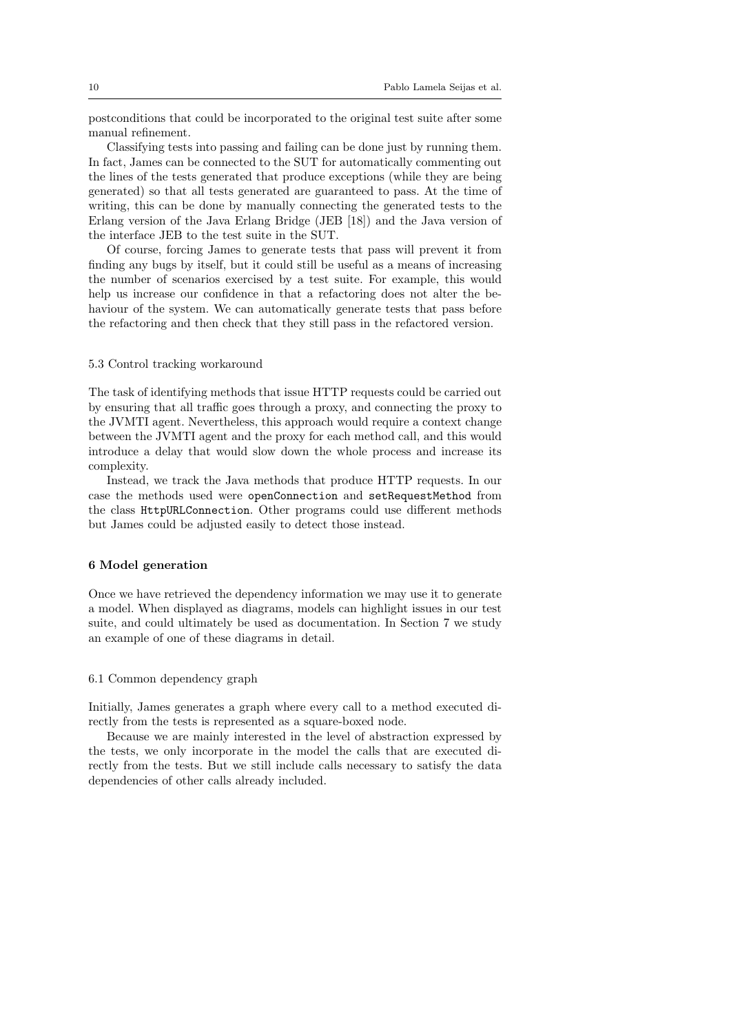postconditions that could be incorporated to the original test suite after some manual refinement.

Classifying tests into passing and failing can be done just by running them. In fact, James can be connected to the SUT for automatically commenting out the lines of the tests generated that produce exceptions (while they are being generated) so that all tests generated are guaranteed to pass. At the time of writing, this can be done by manually connecting the generated tests to the Erlang version of the Java Erlang Bridge (JEB [18]) and the Java version of the interface JEB to the test suite in the SUT.

Of course, forcing James to generate tests that pass will prevent it from finding any bugs by itself, but it could still be useful as a means of increasing the number of scenarios exercised by a test suite. For example, this would help us increase our confidence in that a refactoring does not alter the behaviour of the system. We can automatically generate tests that pass before the refactoring and then check that they still pass in the refactored version.

### 5.3 Control tracking workaround

The task of identifying methods that issue HTTP requests could be carried out by ensuring that all traffic goes through a proxy, and connecting the proxy to the JVMTI agent. Nevertheless, this approach would require a context change between the JVMTI agent and the proxy for each method call, and this would introduce a delay that would slow down the whole process and increase its complexity.

Instead, we track the Java methods that produce HTTP requests. In our case the methods used were `openConnection` and `setRequestMethod` from the class `HttpURLConnection`. Other programs could use different methods but James could be adjusted easily to detect those instead.

## 6 Model generation

Once we have retrieved the dependency information we may use it to generate a model. When displayed as diagrams, models can highlight issues in our test suite, and could ultimately be used as documentation. In Section 7 we study an example of one of these diagrams in detail.

### 6.1 Common dependency graph

Initially, James generates a graph where every call to a method executed directly from the tests is represented as a square-boxed node.

Because we are mainly interested in the level of abstraction expressed by the tests, we only incorporate in the model the calls that are executed directly from the tests. But we still include calls necessary to satisfy the data dependencies of other calls already included.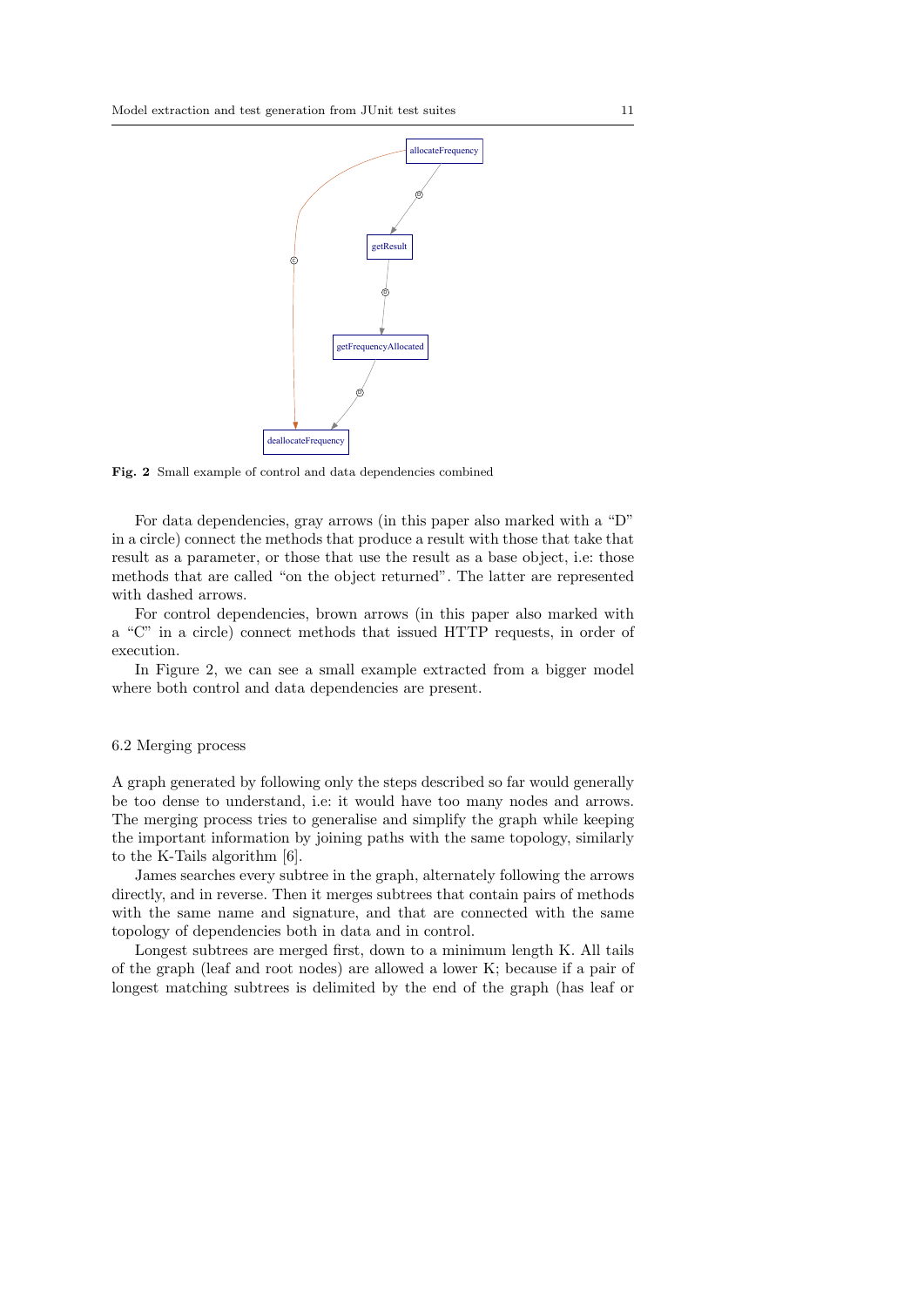Fig. 2 Small example of control and data dependencies combined

For data dependencies, gray arrows (in this paper also marked with a "D" in a circle) connect the methods that produce a result with those that take that result as a parameter, or those that use the result as a base object, i.e: those methods that are called "on the object returned". The latter are represented with dashed arrows.

For control dependencies, brown arrows (in this paper also marked with a "C" in a circle) connect methods that issued HTTP requests, in order of execution.

In Figure 2, we can see a small example extracted from a bigger model where both control and data dependencies are present.

### 6.2 Merging process

A graph generated by following only the steps described so far would generally be too dense to understand, i.e: it would have too many nodes and arrows. The merging process tries to generalise and simplify the graph while keeping the important information by joining paths with the same topology, similarly to the K-Tails algorithm [6].

James searches every subtree in the graph, alternately following the arrows directly, and in reverse. Then it merges subtrees that contain pairs of methods with the same name and signature, and that are connected with the same topology of dependencies both in data and in control.

Longest subtrees are merged first, down to a minimum length K. All tails of the graph (leaf and root nodes) are allowed a lower K; because if a pair of longest matching subtrees is delimited by the end of the graph (has leaf or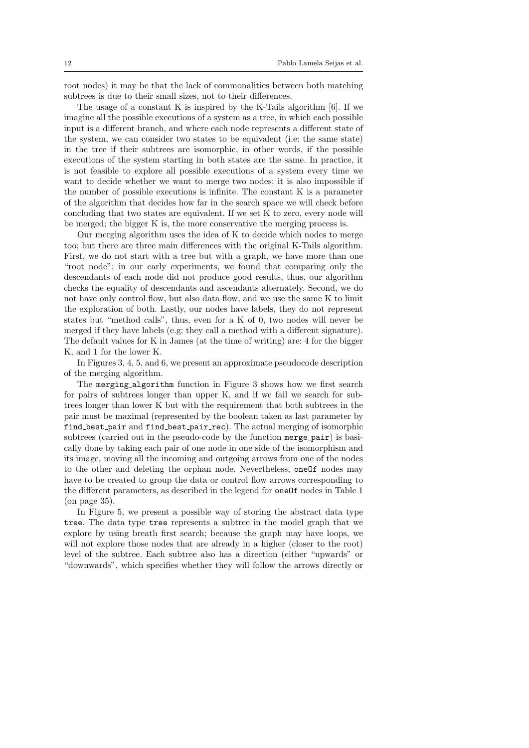root nodes) it may be that the lack of commonalities between both matching subtrees is due to their small sizes, not to their differences.

The usage of a constant K is inspired by the K-Tails algorithm [6]. If we imagine all the possible executions of a system as a tree, in which each possible input is a different branch, and where each node represents a different state of the system, we can consider two states to be equivalent (i.e: the same state) in the tree if their subtrees are isomorphic, in other words, if the possible executions of the system starting in both states are the same. In practice, it is not feasible to explore all possible executions of a system every time we want to decide whether we want to merge two nodes; it is also impossible if the number of possible executions is infinite. The constant K is a parameter of the algorithm that decides how far in the search space we will check before concluding that two states are equivalent. If we set K to zero, every node will be merged; the bigger K is, the more conservative the merging process is.

Our merging algorithm uses the idea of K to decide which nodes to merge too; but there are three main differences with the original K-Tails algorithm. First, we do not start with a tree but with a graph, we have more than one "root node"; in our early experiments, we found that comparing only the descendants of each node did not produce good results, thus, our algorithm checks the equality of descendants and ascendants alternately. Second, we do not have only control flow, but also data flow, and we use the same K to limit the exploration of both. Lastly, our nodes have labels, they do not represent states but "method calls", thus, even for a K of 0, two nodes will never be merged if they have labels (e.g: they call a method with a different signature). The default values for K in James (at the time of writing) are: 4 for the bigger K, and 1 for the lower K.

In Figures 3, 4, 5, and 6, we present an approximate pseudocode description of the merging algorithm.

The `merging_algorithm` function in Figure 3 shows how we first search for pairs of subtrees longer than upper K, and if we fail we search for subtrees longer than lower K but with the requirement that both subtrees in the pair must be maximal (represented by the boolean taken as last parameter by `find_best_pair` and `find_best_pair_rec`). The actual merging of isomorphic subtrees (carried out in the pseudo-code by the function `merge_pair`) is basically done by taking each pair of one node in one side of the isomorphism and its image, moving all the incoming and outgoing arrows from one of the nodes to the other and deleting the orphan node. Nevertheless, `oneOf` nodes may have to be created to group the data or control flow arrows corresponding to the different parameters, as described in the legend for `oneOf` nodes in Table 1 (on page 35).

In Figure 5, we present a possible way of storing the abstract data type `tree`. The data type `tree` represents a subtree in the model graph that we explore by using breath first search; because the graph may have loops, we will not explore those nodes that are already in a higher (closer to the root) level of the subtree. Each subtree also has a direction (either "upwards" or "downwards", which specifies whether they will follow the arrows directly or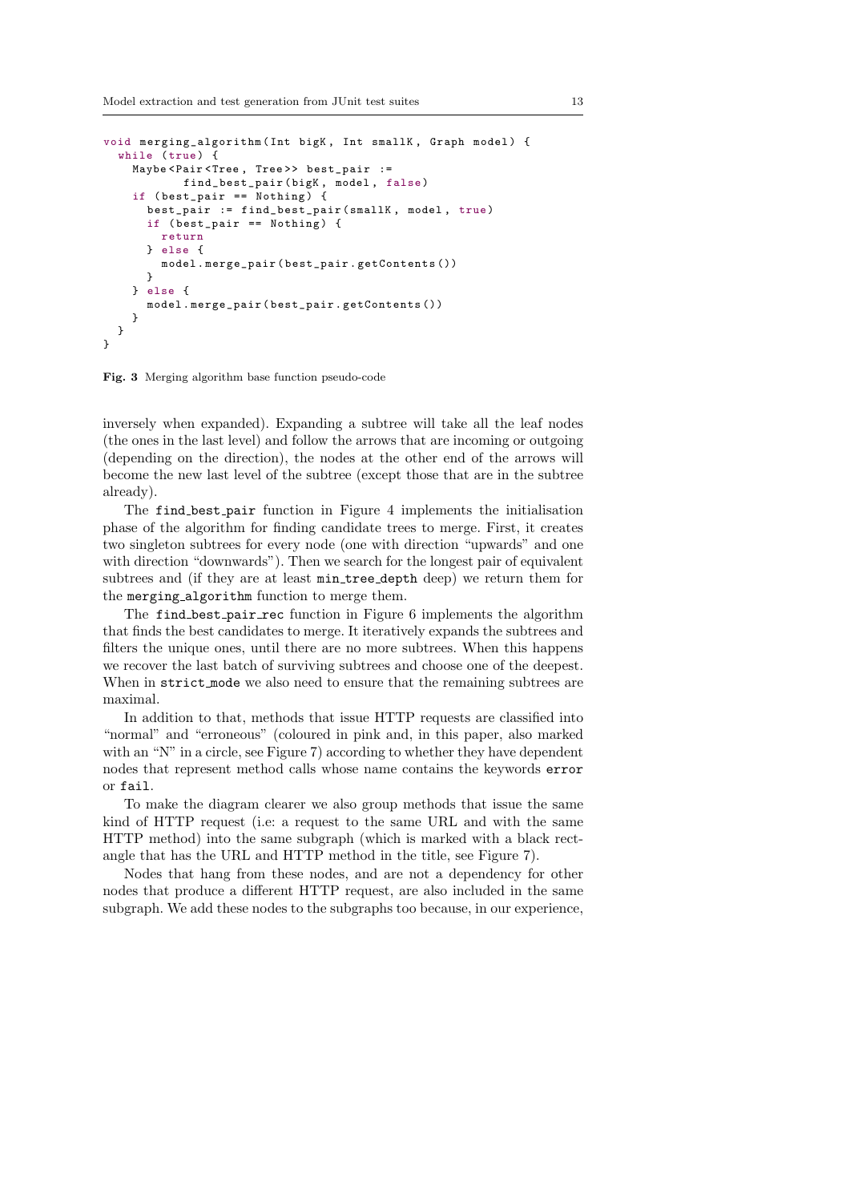```
void merging_algorithm(Int bigK, Int smallK, Graph model) {
  while (true) {
    Maybe<Pair<Tree, Tree>> best_pair :=
           find_best_pair(bigK, model, false)
    if (best_pair == Nothing) {
      best_pair := find_best_pair(smallK, model, true)
      if (best_pair == Nothing) {
        return
      } else {
        model.merge_pair(best_pair.getContents())
      }
    } else {
      model.merge_pair(best_pair.getContents())
    }
  }
}
```

**Fig. 3** Merging algorithm base function pseudo-code

inversely when expanded). Expanding a subtree will take all the leaf nodes (the ones in the last level) and follow the arrows that are incoming or outgoing (depending on the direction), the nodes at the other end of the arrows will become the new last level of the subtree (except those that are in the subtree already).

The `find_best_pair` function in Figure 4 implements the initialisation phase of the algorithm for finding candidate trees to merge. First, it creates two singleton subtrees for every node (one with direction "upwards" and one with direction "downwards"). Then we search for the longest pair of equivalent subtrees and (if they are at least `min_tree_depth` deep) we return them for the `merging_algorithm` function to merge them.

The `find_best_pair_rec` function in Figure 6 implements the algorithm that finds the best candidates to merge. It iteratively expands the subtrees and filters the unique ones, until there are no more subtrees. When this happens we recover the last batch of surviving subtrees and choose one of the deepest. When in `strict_mode` we also need to ensure that the remaining subtrees are maximal.

In addition to that, methods that issue HTTP requests are classified into "normal" and "erroneous" (coloured in pink and, in this paper, also marked with an "N" in a circle, see Figure 7) according to whether they have dependent nodes that represent method calls whose name contains the keywords `error` or `fail`.

To make the diagram clearer we also group methods that issue the same kind of HTTP request (i.e: a request to the same URL and with the same HTTP method) into the same subgraph (which is marked with a black rectangle that has the URL and HTTP method in the title, see Figure 7).

Nodes that hang from these nodes, and are not a dependency for other nodes that produce a different HTTP request, are also included in the same subgraph. We add these nodes to the subgraphs too because, in our experience,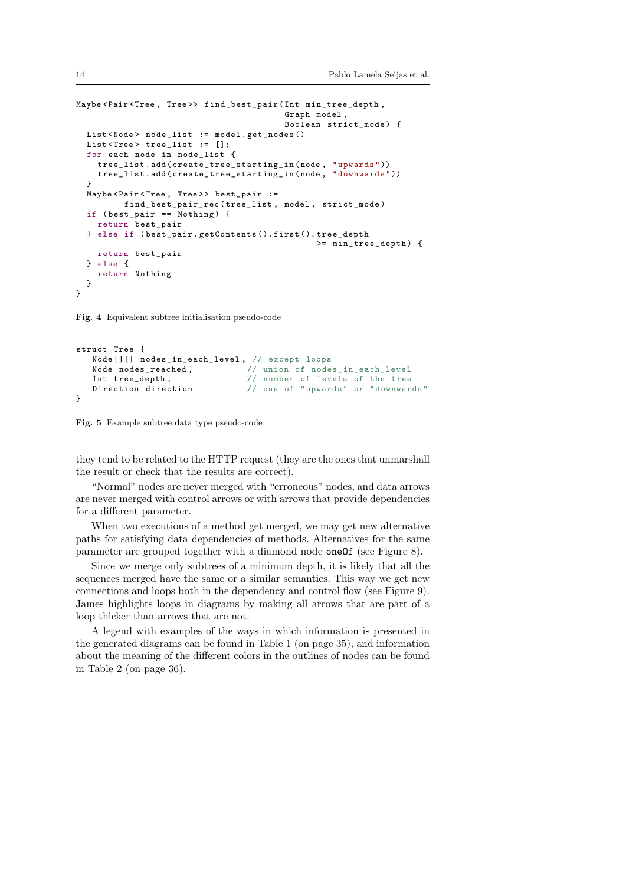```
Maybe<Pair<Tree, Tree>> find_best_pair(Int min_tree_depth,
                                       Graph model,
                                       Boolean strict_mode) {
  List<Node> node_list := model.get_nodes()
  List<Tree> tree_list := [];
  for each node in node_list {
    tree_list.add(create_tree_starting_in(node, "upwards"))
    tree_list.add(create_tree_starting_in(node, "downwards"))
  }
  Maybe<Pair<Tree, Tree>> best_pair :=
         find_best_pair_rec(tree_list, model, strict_mode)
  if (best_pair == Nothing) {
    return best_pair
  } else if (best_pair.getContents().first().tree_depth
                                             >= min_tree_depth) {
    return best_pair
  } else {
    return Nothing
  }
}
```

**Fig. 4** Equivalent subtree initialisation pseudo-code

```
struct Tree {
   Node[][] nodes_in_each_level, // except loops
   Node nodes_reached,           // union of nodes_in_each_level
   Int tree_depth,               // number of levels of the tree
   Direction direction           // one of "upwards" or "downwards"
}
```

**Fig. 5** Example subtree data type pseudo-code

they tend to be related to the HTTP request (they are the ones that unmarshall the result or check that the results are correct).

"Normal" nodes are never merged with "erroneous" nodes, and data arrows are never merged with control arrows or with arrows that provide dependencies for a different parameter.

When two executions of a method get merged, we may get new alternative paths for satisfying data dependencies of methods. Alternatives for the same parameter are grouped together with a diamond node `oneOf` (see Figure 8).

Since we merge only subtrees of a minimum depth, it is likely that all the sequences merged have the same or a similar semantics. This way we get new connections and loops both in the dependency and control flow (see Figure 9). James highlights loops in diagrams by making all arrows that are part of a loop thicker than arrows that are not.

A legend with examples of the ways in which information is presented in the generated diagrams can be found in Table 1 (on page 35), and information about the meaning of the different colors in the outlines of nodes can be found in Table 2 (on page 36).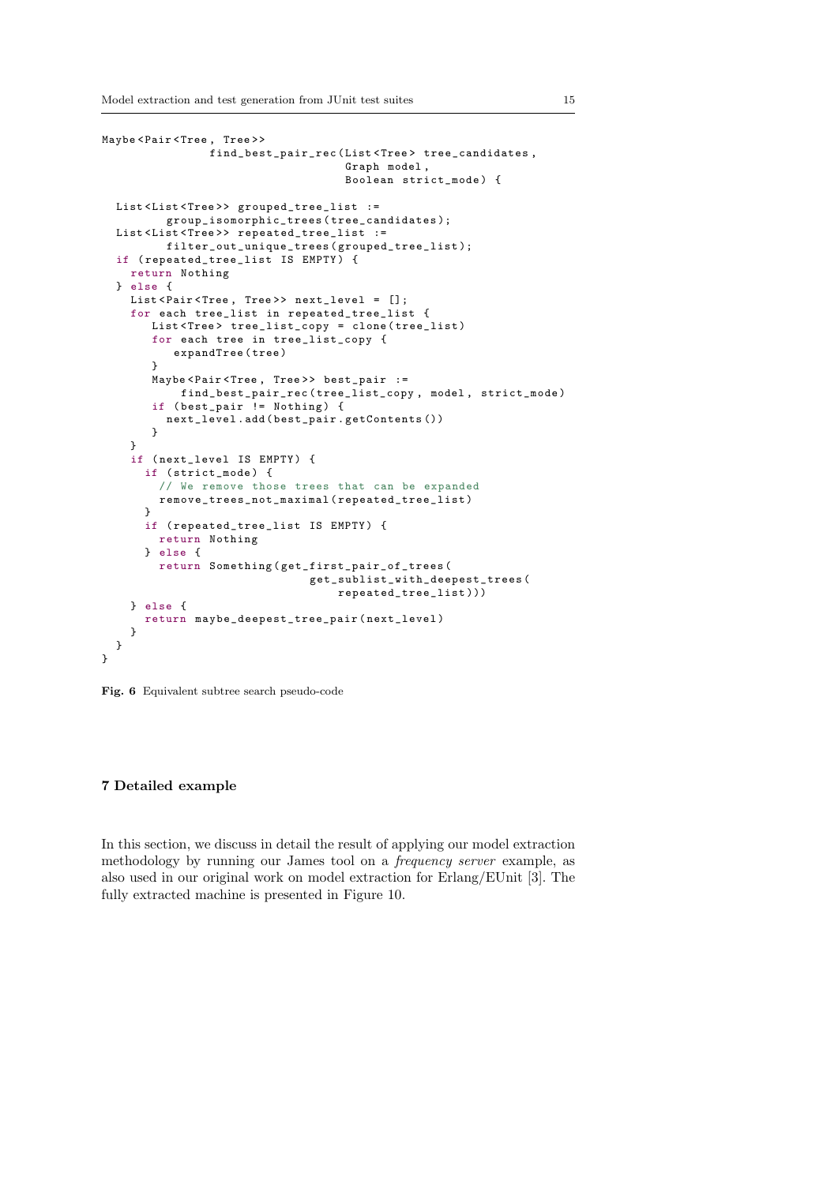```
Maybe<Pair<Tree, Tree>>
               find_best_pair_rec(List<Tree> tree_candidates,
                                  Graph model,
                                  Boolean strict_mode) {

  List<List<Tree>> grouped_tree_list :=
         group_isomorphic_trees(tree_candidates);
  List<List<Tree>> repeated_tree_list :=
         filter_out_unique_trees(grouped_tree_list);
  if (repeated_tree_list IS EMPTY) {
    return Nothing
  } else {
    List<Pair<Tree, Tree>> next_level = [];
    for each tree_list in repeated_tree_list {
       List<Tree> tree_list_copy = clone(tree_list)
       for each tree in tree_list_copy {
          expandTree(tree)
       }
       Maybe<Pair<Tree, Tree>> best_pair :=
           find_best_pair_rec(tree_list_copy, model, strict_mode)
       if (best_pair != Nothing) {
         next_level.add(best_pair.getContents())
       }
    }
    if (next_level IS EMPTY) {
      if (strict_mode) {
        // We remove those trees that can be expanded
        remove_trees_not_maximal(repeated_tree_list)
      }
      if (repeated_tree_list IS EMPTY) {
        return Nothing
      } else {
        return Something(get_first_pair_of_trees(
                             get_sublist_with_deepest_trees(
                                 repeated_tree_list)))
    } else {
      return maybe_deepest_tree_pair(next_level)
    }
  }
}
```

**Fig. 6** Equivalent subtree search pseudo-code

## 7 Detailed example

In this section, we discuss in detail the result of applying our model extraction methodology by running our James tool on a *frequency server* example, as also used in our original work on model extraction for Erlang/EUnit [3]. The fully extracted machine is presented in Figure 10.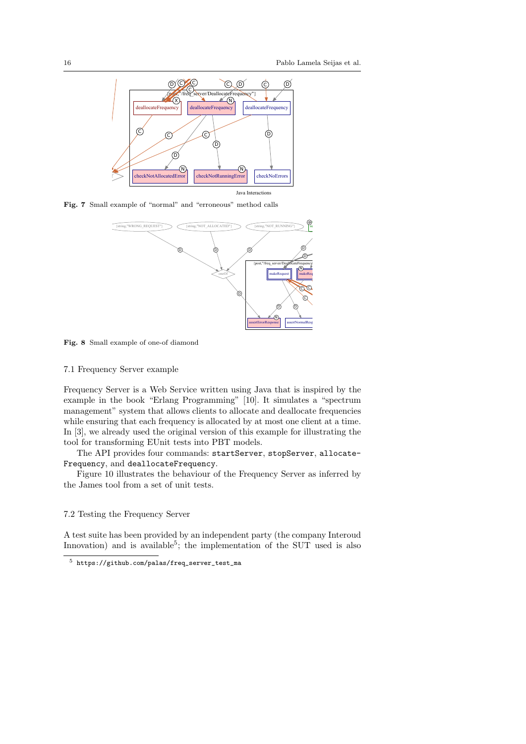Fig. 7 Small example of "normal" and "erroneous" method calls

Fig. 8 Small example of one-of diamond

### 7.1 Frequency Server example

Frequency Server is a Web Service written using Java that is inspired by the example in the book "Erlang Programming" [10]. It simulates a "spectrum management" system that allows clients to allocate and deallocate frequencies while ensuring that each frequency is allocated by at most one client at a time. In [3], we already used the original version of this example for illustrating the tool for transforming EUnit tests into PBT models.

The API provides four commands: `startServer`, `stopServer`, `allocateFrequency`, and `deallocateFrequency`.

Figure 10 illustrates the behaviour of the Frequency Server as inferred by the James tool from a set of unit tests.

### 7.2 Testing the Frequency Server

A test suite has been provided by an independent party (the company Interoud Innovation) and is available[5]; the implementation of the SUT used is also

[5] https://github.com/palas/freq_server_test_ma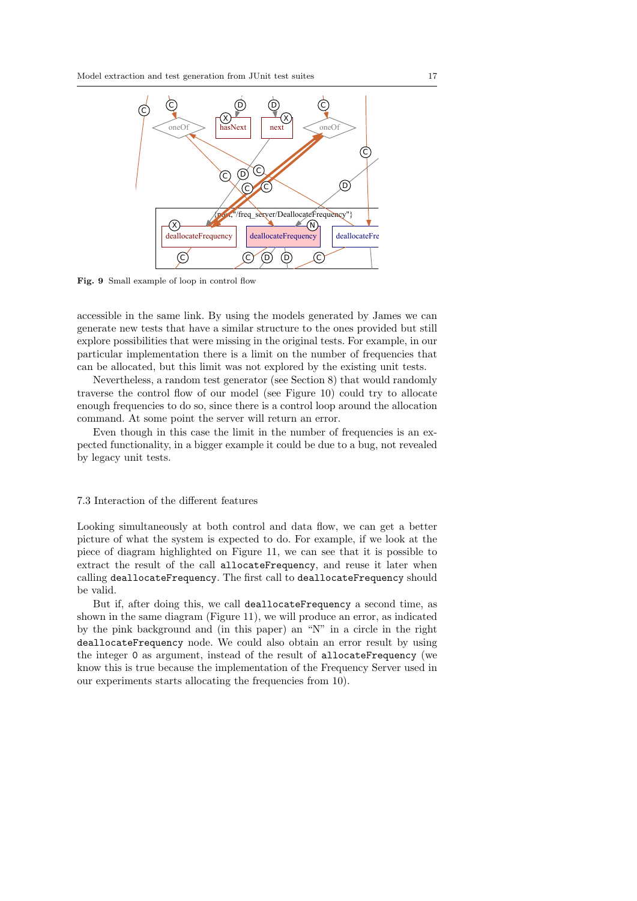Fig. 9 Small example of loop in control flow

accessible in the same link. By using the models generated by James we can generate new tests that have a similar structure to the ones provided but still explore possibilities that were missing in the original tests. For example, in our particular implementation there is a limit on the number of frequencies that can be allocated, but this limit was not explored by the existing unit tests.

Nevertheless, a random test generator (see Section 8) that would randomly traverse the control flow of our model (see Figure 10) could try to allocate enough frequencies to do so, since there is a control loop around the allocation command. At some point the server will return an error.

Even though in this case the limit in the number of frequencies is an expected functionality, in a bigger example it could be due to a bug, not revealed by legacy unit tests.

### 7.3 Interaction of the different features

Looking simultaneously at both control and data flow, we can get a better picture of what the system is expected to do. For example, if we look at the piece of diagram highlighted on Figure 11, we can see that it is possible to extract the result of the call `allocateFrequency`, and reuse it later when calling `deallocateFrequency`. The first call to `deallocateFrequency` should be valid.

But if, after doing this, we call `deallocateFrequency` a second time, as shown in the same diagram (Figure 11), we will produce an error, as indicated by the pink background and (in this paper) an "N" in a circle in the right `deallocateFrequency` node. We could also obtain an error result by using the integer `0` as argument, instead of the result of `allocateFrequency` (we know this is true because the implementation of the Frequency Server used in our experiments starts allocating the frequencies from 10).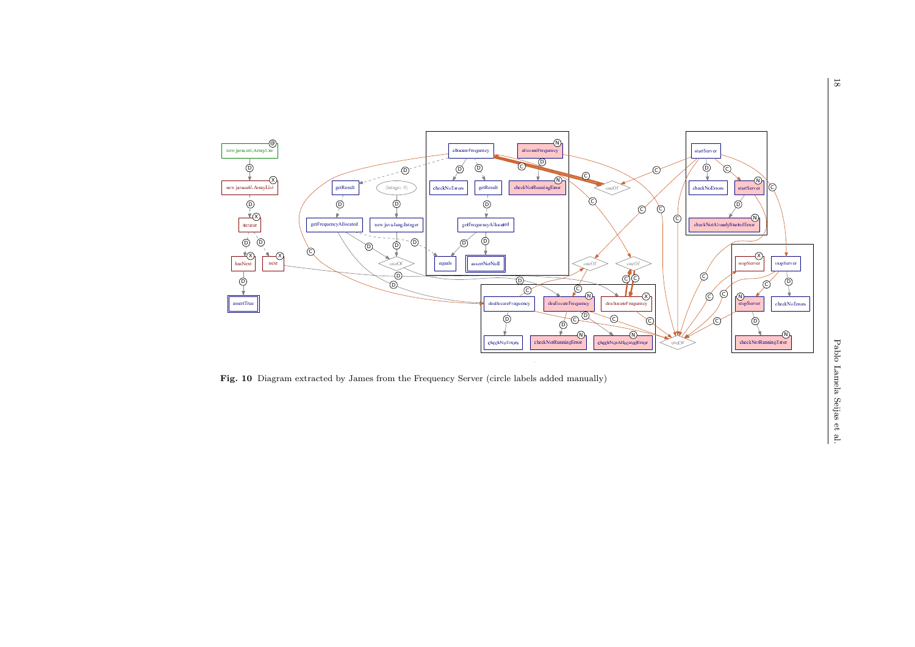**Fig. 10** Diagram extracted by James from the Frequency Server (circle labels added manually)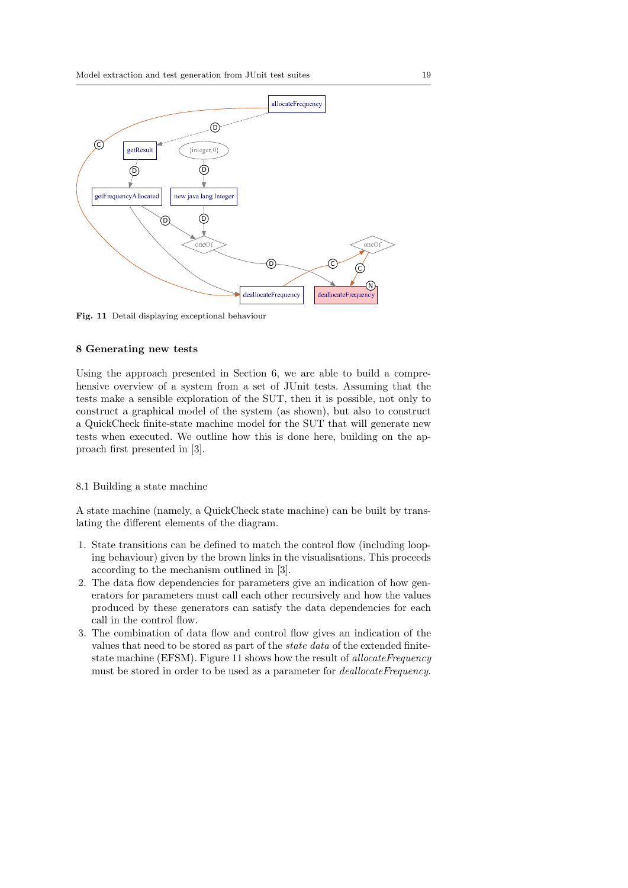Fig. 11 Detail displaying exceptional behaviour

## 8 Generating new tests

Using the approach presented in Section 6, we are able to build a comprehensive overview of a system from a set of JUnit tests. Assuming that the tests make a sensible exploration of the SUT, then it is possible, not only to construct a graphical model of the system (as shown), but also to construct a QuickCheck finite-state machine model for the SUT that will generate new tests when executed. We outline how this is done here, building on the approach first presented in [3].

### 8.1 Building a state machine

A state machine (namely, a QuickCheck state machine) can be built by translating the different elements of the diagram.

1. State transitions can be defined to match the control flow (including looping behaviour) given by the brown links in the visualisations. This proceeds according to the mechanism outlined in [3].
2. The data flow dependencies for parameters give an indication of how generators for parameters must call each other recursively and how the values produced by these generators can satisfy the data dependencies for each call in the control flow.
3. The combination of data flow and control flow gives an indication of the values that need to be stored as part of the *state data* of the extended finite-state machine (EFSM). Figure 11 shows how the result of *allocateFrequency* must be stored in order to be used as a parameter for *deallocateFrequency*.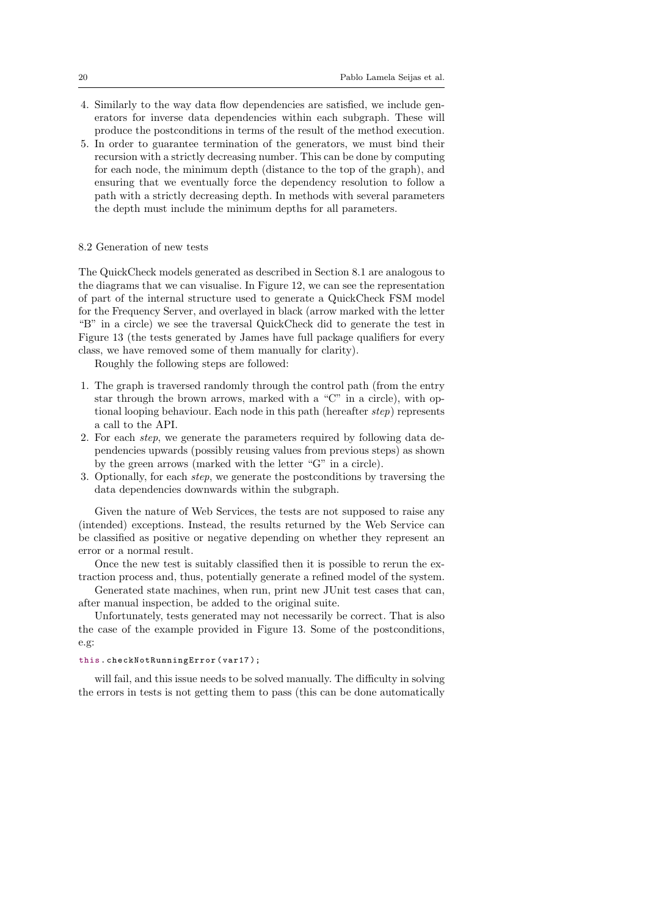4. Similarly to the way data flow dependencies are satisfied, we include generators for inverse data dependencies within each subgraph. These will produce the postconditions in terms of the result of the method execution.
5. In order to guarantee termination of the generators, we must bind their recursion with a strictly decreasing number. This can be done by computing for each node, the minimum depth (distance to the top of the graph), and ensuring that we eventually force the dependency resolution to follow a path with a strictly decreasing depth. In methods with several parameters the depth must include the minimum depths for all parameters.

### 8.2 Generation of new tests

The QuickCheck models generated as described in Section 8.1 are analogous to the diagrams that we can visualise. In Figure 12, we can see the representation of part of the internal structure used to generate a QuickCheck FSM model for the Frequency Server, and overlayed in black (arrow marked with the letter "B" in a circle) we see the traversal QuickCheck did to generate the test in Figure 13 (the tests generated by James have full package qualifiers for every class, we have removed some of them manually for clarity).

Roughly the following steps are followed:

1. The graph is traversed randomly through the control path (from the entry star through the brown arrows, marked with a "C" in a circle), with optional looping behaviour. Each node in this path (hereafter *step*) represents a call to the API.
2. For each *step*, we generate the parameters required by following data dependencies upwards (possibly reusing values from previous steps) as shown by the green arrows (marked with the letter "G" in a circle).
3. Optionally, for each *step*, we generate the postconditions by traversing the data dependencies downwards within the subgraph.

Given the nature of Web Services, the tests are not supposed to raise any (intended) exceptions. Instead, the results returned by the Web Service can be classified as positive or negative depending on whether they represent an error or a normal result.

Once the new test is suitably classified then it is possible to rerun the extraction process and, thus, potentially generate a refined model of the system.

Generated state machines, when run, print new JUnit test cases that can, after manual inspection, be added to the original suite.

Unfortunately, tests generated may not necessarily be correct. That is also the case of the example provided in Figure 13. Some of the postconditions, e.g:

```
this.checkNotRunningError(var17);
```

will fail, and this issue needs to be solved manually. The difficulty in solving the errors in tests is not getting them to pass (this can be done automatically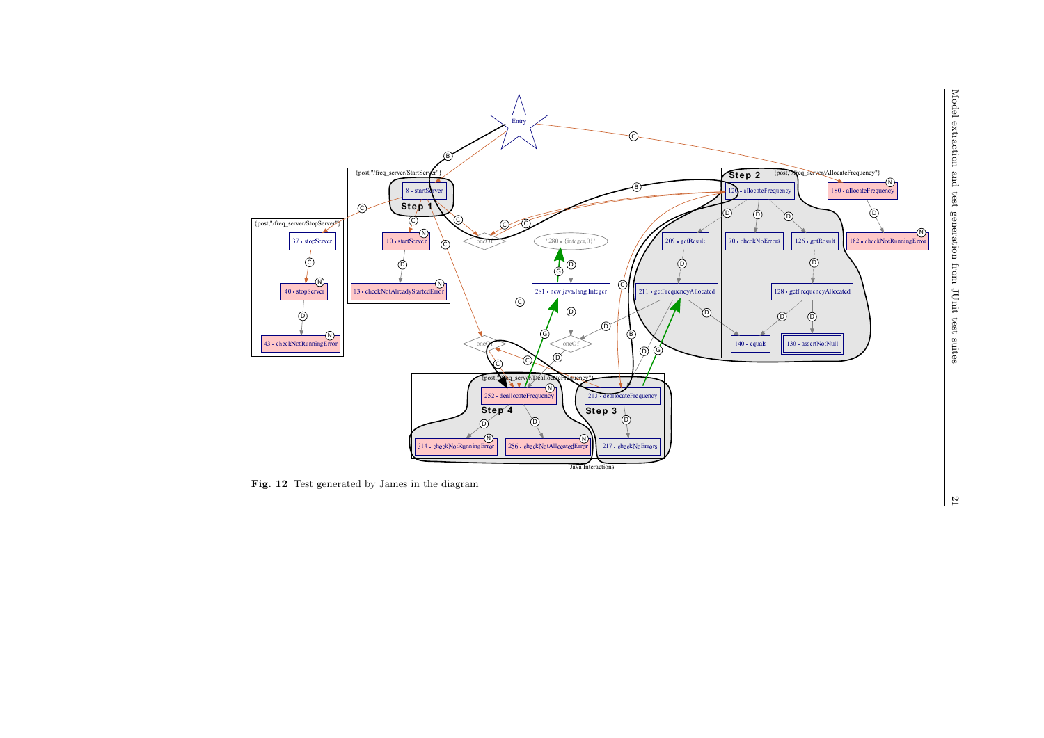Fig. 12 Test generated by James in the diagram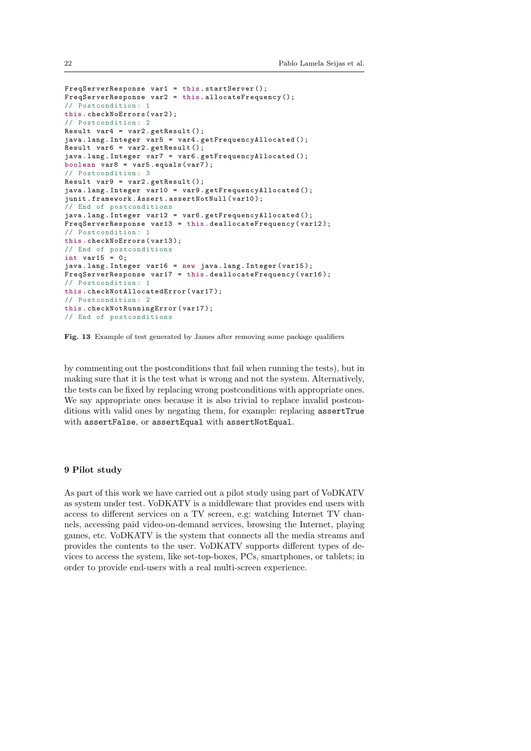```java
FreqServerResponse var1 = this.startServer();
FreqServerResponse var2 = this.allocateFrequency();
// Postcondition: 1
this.checkNoErrors(var2);
// Postcondition: 2
Result var4 = var2.getResult();
java.lang.Integer var5 = var4.getFrequencyAllocated();
Result var6 = var2.getResult();
java.lang.Integer var7 = var6.getFrequencyAllocated();
boolean var8 = var5.equals(var7);
// Postcondition: 3
Result var9 = var2.getResult();
java.lang.Integer var10 = var9.getFrequencyAllocated();
junit.framework.Assert.assertNotNull(var10);
// End of postconditions
java.lang.Integer var12 = var6.getFrequencyAllocated();
FreqServerResponse var13 = this.deallocateFrequency(var12);
// Postcondition: 1
this.checkNoErrors(var13);
// End of postconditions
int var15 = 0;
java.lang.Integer var16 = new java.lang.Integer(var15);
FreqServerResponse var17 = this.deallocateFrequency(var16);
// Postcondition: 1
this.checkNotAllocatedError(var17);
// Postcondition: 2
this.checkNotRunningError(var17);
// End of postconditions
```

**Fig. 13** Example of test generated by James after removing some package qualifiers

by commenting out the postconditions that fail when running the tests), but in making sure that it is the test what is wrong and not the system. Alternatively, the tests can be fixed by replacing wrong postconditions with appropriate ones. We say appropriate ones because it is also trivial to replace invalid postconditions with valid ones by negating them, for example: replacing `assertTrue` with `assertFalse`, or `assertEqual` with `assertNotEqual`.

## 9 Pilot study

As part of this work we have carried out a pilot study using part of VoDKATV as system under test. VoDKATV is a middleware that provides end users with access to different services on a TV screen, e.g: watching Internet TV channels, accessing paid video-on-demand services, browsing the Internet, playing games, etc. VoDKATV is the system that connects all the media streams and provides the contents to the user. VoDKATV supports different types of devices to access the system, like set-top-boxes, PCs, smartphones, or tablets; in order to provide end-users with a real multi-screen experience.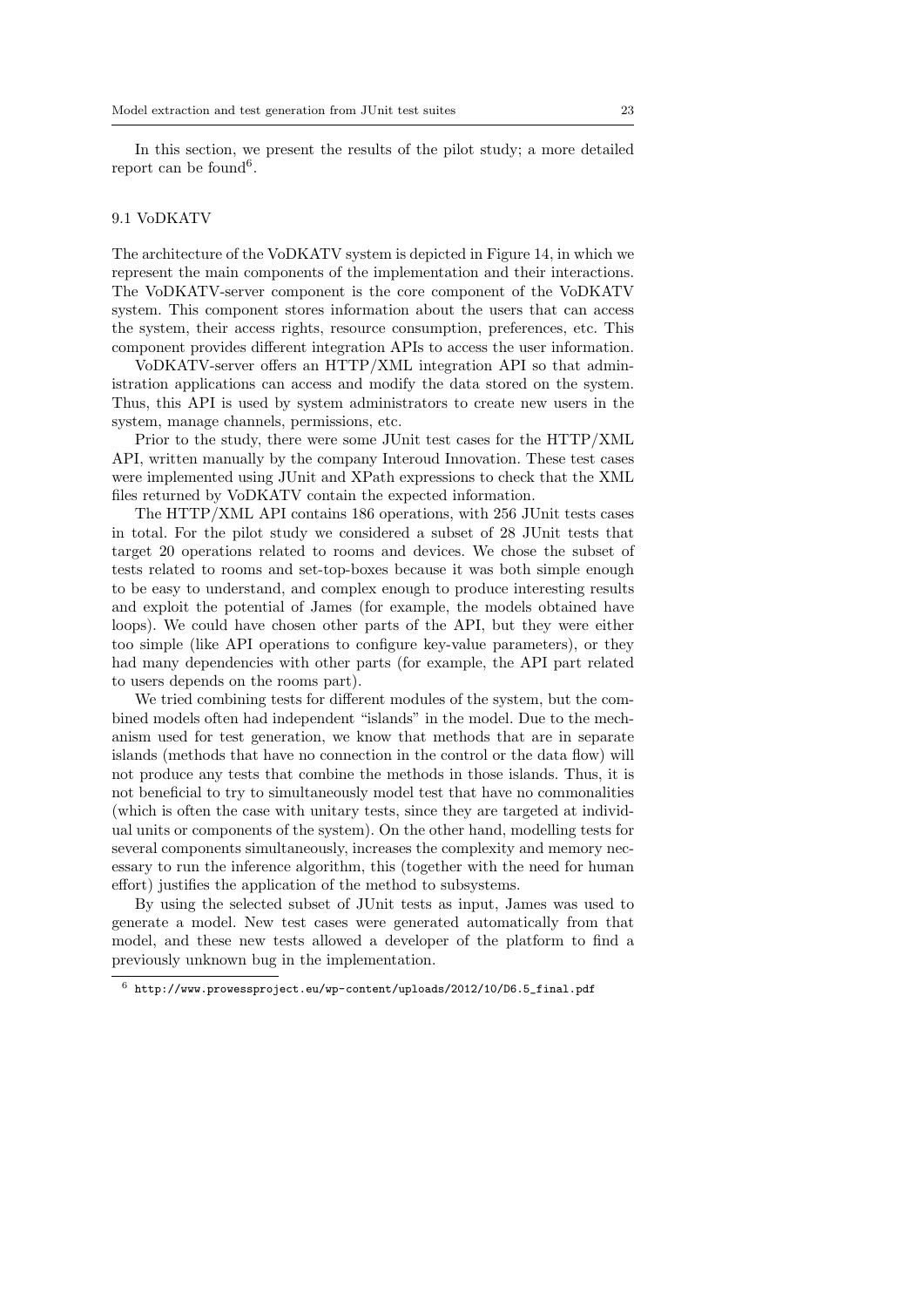In this section, we present the results of the pilot study; a more detailed report can be found[6].

### 9.1 VoDKATV

The architecture of the VoDKATV system is depicted in Figure 14, in which we represent the main components of the implementation and their interactions. The VoDKATV-server component is the core component of the VoDKATV system. This component stores information about the users that can access the system, their access rights, resource consumption, preferences, etc. This component provides different integration APIs to access the user information.

VoDKATV-server offers an HTTP/XML integration API so that administration applications can access and modify the data stored on the system. Thus, this API is used by system administrators to create new users in the system, manage channels, permissions, etc.

Prior to the study, there were some JUnit test cases for the HTTP/XML API, written manually by the company Interoud Innovation. These test cases were implemented using JUnit and XPath expressions to check that the XML files returned by VoDKATV contain the expected information.

The HTTP/XML API contains 186 operations, with 256 JUnit tests cases in total. For the pilot study we considered a subset of 28 JUnit tests that target 20 operations related to rooms and devices. We chose the subset of tests related to rooms and set-top-boxes because it was both simple enough to be easy to understand, and complex enough to produce interesting results and exploit the potential of James (for example, the models obtained have loops). We could have chosen other parts of the API, but they were either too simple (like API operations to configure key-value parameters), or they had many dependencies with other parts (for example, the API part related to users depends on the rooms part).

We tried combining tests for different modules of the system, but the combined models often had independent "islands" in the model. Due to the mechanism used for test generation, we know that methods that are in separate islands (methods that have no connection in the control or the data flow) will not produce any tests that combine the methods in those islands. Thus, it is not beneficial to try to simultaneously model test that have no commonalities (which is often the case with unitary tests, since they are targeted at individual units or components of the system). On the other hand, modelling tests for several components simultaneously, increases the complexity and memory necessary to run the inference algorithm, this (together with the need for human effort) justifies the application of the method to subsystems.

By using the selected subset of JUnit tests as input, James was used to generate a model. New test cases were generated automatically from that model, and these new tests allowed a developer of the platform to find a previously unknown bug in the implementation.

[6] http://www.prowessproject.eu/wp-content/uploads/2012/10/D6.5_final.pdf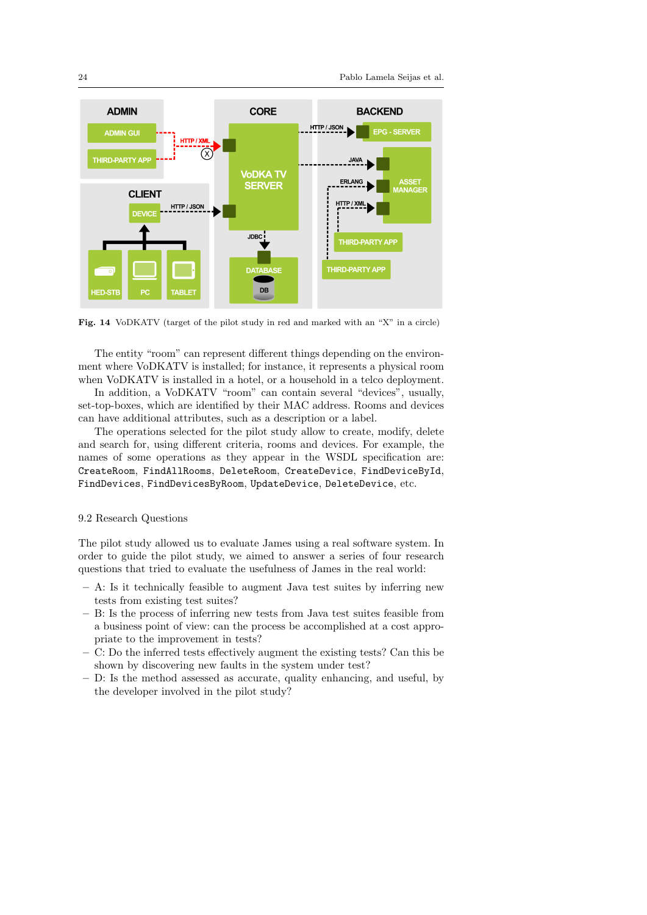Fig. 14 VoDKATV (target of the pilot study in red and marked with an "X" in a circle)

The entity "room" can represent different things depending on the environment where VoDKATV is installed; for instance, it represents a physical room when VoDKATV is installed in a hotel, or a household in a telco deployment. In addition, a VoDKATV "room" can contain several "devices", usually, set-top-boxes, which are identified by their MAC address. Rooms and devices can have additional attributes, such as a description or a label.

The operations selected for the pilot study allow to create, modify, delete and search for, using different criteria, rooms and devices. For example, the names of some operations as they appear in the WSDL specification are: `CreateRoom`, `FindAllRooms`, `DeleteRoom`, `CreateDevice`, `FindDeviceById`, `FindDevices`, `FindDevicesByRoom`, `UpdateDevice`, `DeleteDevice`, etc.

## 9.2 Research Questions

The pilot study allowed us to evaluate James using a real software system. In order to guide the pilot study, we aimed to answer a series of four research questions that tried to evaluate the usefulness of James in the real world:

- A: Is it technically feasible to augment Java test suites by inferring new tests from existing test suites?
- B: Is the process of inferring new tests from Java test suites feasible from a business point of view: can the process be accomplished at a cost appropriate to the improvement in tests?
- C: Do the inferred tests effectively augment the existing tests? Can this be shown by discovering new faults in the system under test?
- D: Is the method assessed as accurate, quality enhancing, and useful, by the developer involved in the pilot study?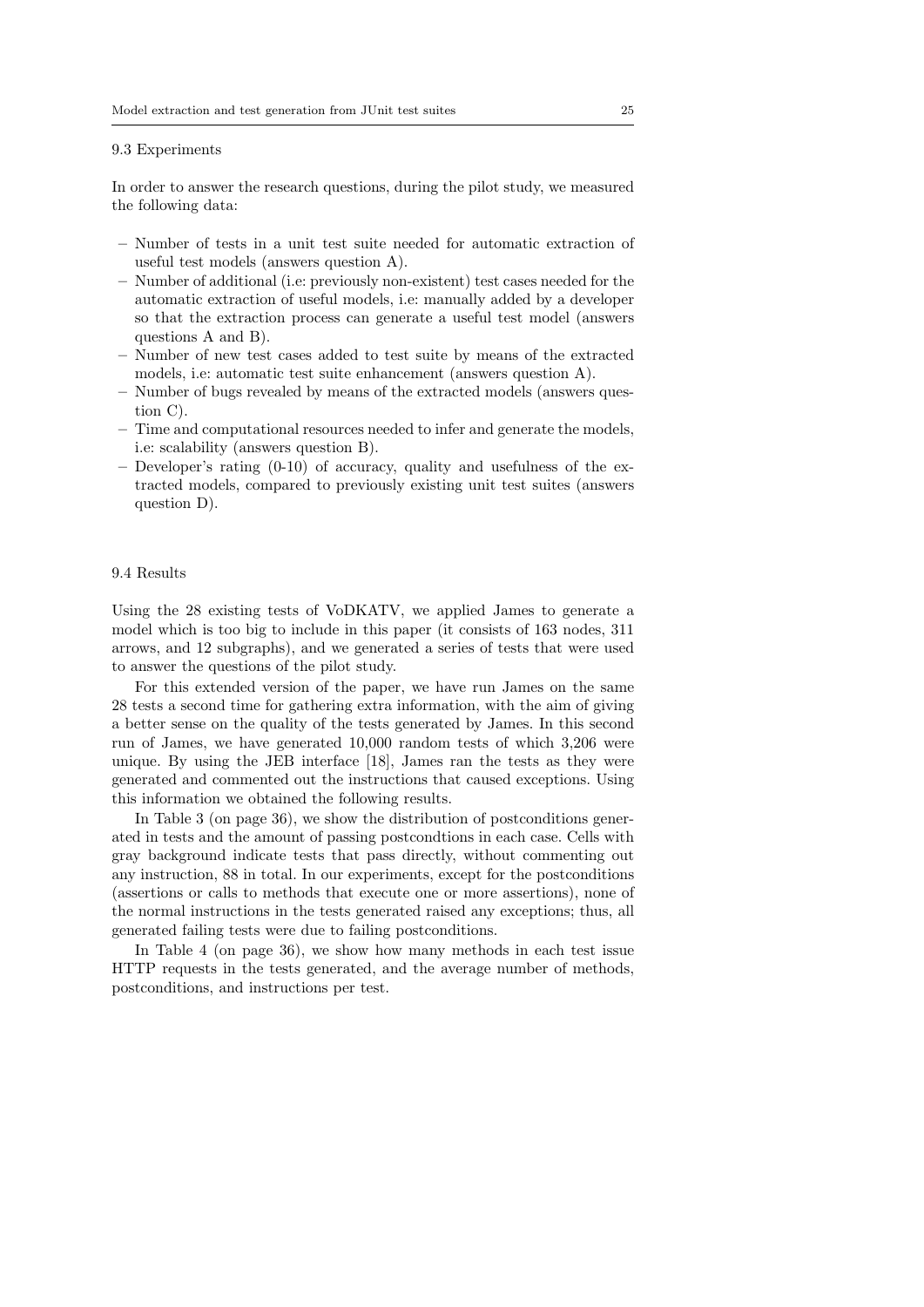### 9.3 Experiments

In order to answer the research questions, during the pilot study, we measured the following data:

- Number of tests in a unit test suite needed for automatic extraction of useful test models (answers question A).
- Number of additional (i.e: previously non-existent) test cases needed for the automatic extraction of useful models, i.e: manually added by a developer so that the extraction process can generate a useful test model (answers questions A and B).
- Number of new test cases added to test suite by means of the extracted models, i.e: automatic test suite enhancement (answers question A).
- Number of bugs revealed by means of the extracted models (answers question C).
- Time and computational resources needed to infer and generate the models, i.e: scalability (answers question B).
- Developer's rating (0-10) of accuracy, quality and usefulness of the extracted models, compared to previously existing unit test suites (answers question D).

### 9.4 Results

Using the 28 existing tests of VoDKATV, we applied James to generate a model which is too big to include in this paper (it consists of 163 nodes, 311 arrows, and 12 subgraphs), and we generated a series of tests that were used to answer the questions of the pilot study.

For this extended version of the paper, we have run James on the same 28 tests a second time for gathering extra information, with the aim of giving a better sense on the quality of the tests generated by James. In this second run of James, we have generated 10,000 random tests of which 3,206 were unique. By using the JEB interface [18], James ran the tests as they were generated and commented out the instructions that caused exceptions. Using this information we obtained the following results.

In Table 3 (on page 36), we show the distribution of postconditions generated in tests and the amount of passing postcondtions in each case. Cells with gray background indicate tests that pass directly, without commenting out any instruction, 88 in total. In our experiments, except for the postconditions (assertions or calls to methods that execute one or more assertions), none of the normal instructions in the tests generated raised any exceptions; thus, all generated failing tests were due to failing postconditions.

In Table 4 (on page 36), we show how many methods in each test issue HTTP requests in the tests generated, and the average number of methods, postconditions, and instructions per test.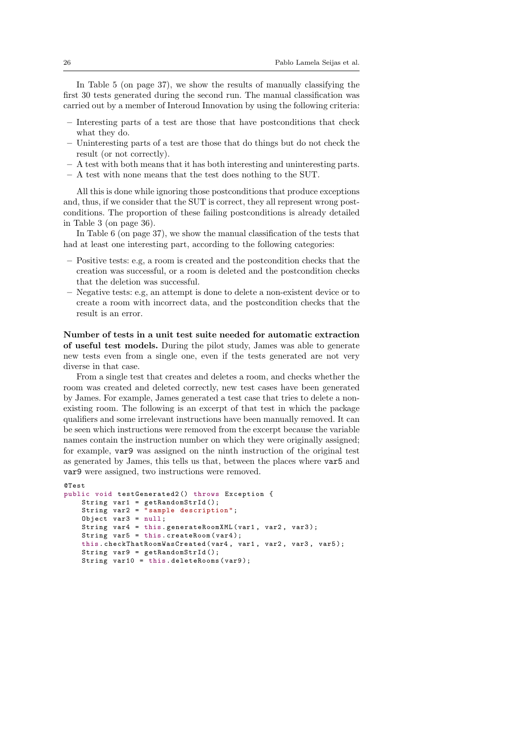In Table 5 (on page 37), we show the results of manually classifying the first 30 tests generated during the second run. The manual classification was carried out by a member of Interoud Innovation by using the following criteria:

– Interesting parts of a test are those that have postconditions that check what they do.
– Uninteresting parts of a test are those that do things but do not check the result (or not correctly).
– A test with both means that it has both interesting and uninteresting parts.
– A test with none means that the test does nothing to the SUT.

All this is done while ignoring those postconditions that produce exceptions and, thus, if we consider that the SUT is correct, they all represent wrong postconditions. The proportion of these failing postconditions is already detailed in Table 3 (on page 36).

In Table 6 (on page 37), we show the manual classification of the tests that had at least one interesting part, according to the following categories:

– Positive tests: e.g, a room is created and the postcondition checks that the creation was successful, or a room is deleted and the postcondition checks that the deletion was successful.
– Negative tests: e.g, an attempt is done to delete a non-existent device or to create a room with incorrect data, and the postcondition checks that the result is an error.

**Number of tests in a unit test suite needed for automatic extraction of useful test models.** During the pilot study, James was able to generate new tests even from a single one, even if the tests generated are not very diverse in that case.

From a single test that creates and deletes a room, and checks whether the room was created and deleted correctly, new test cases have been generated by James. For example, James generated a test case that tries to delete a non-existing room. The following is an excerpt of that test in which the package qualifiers and some irrelevant instructions have been manually removed. It can be seen which instructions were removed from the excerpt because the variable names contain the instruction number on which they were originally assigned; for example, `var9` was assigned on the ninth instruction of the original test as generated by James, this tells us that, between the places where `var5` and `var9` were assigned, two instructions were removed.

```
@Test
public void testGenerated2() throws Exception {
    String var1 = getRandomStrId();
    String var2 = "sample description";
    Object var3 = null;
    String var4 = this.generateRoomXML(var1, var2, var3);
    String var5 = this.createRoom(var4);
    this.checkThatRoomWasCreated(var4, var1, var2, var3, var5);
    String var9 = getRandomStrId();
    String var10 = this.deleteRooms(var9);
```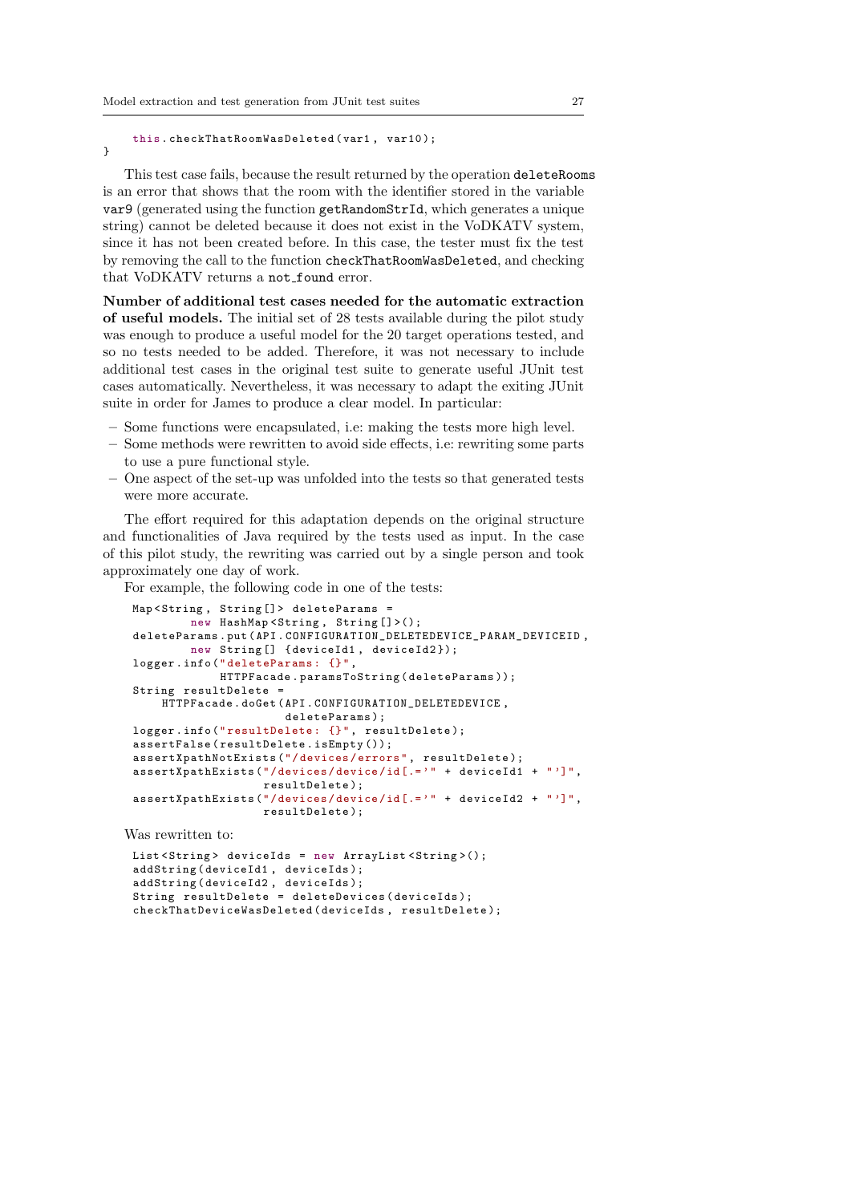```
    this.checkThatRoomWasDeleted(var1, var10);
}
```

This test case fails, because the result returned by the operation `deleteRooms` is an error that shows that the room with the identifier stored in the variable `var9` (generated using the function `getRandomStrId`, which generates a unique string) cannot be deleted because it does not exist in the VoDKATV system, since it has not been created before. In this case, the tester must fix the test by removing the call to the function `checkThatRoomWasDeleted`, and checking that VoDKATV returns a `not_found` error.

**Number of additional test cases needed for the automatic extraction of useful models.** The initial set of 28 tests available during the pilot study was enough to produce a useful model for the 20 target operations tested, and so no tests needed to be added. Therefore, it was not necessary to include additional test cases in the original test suite to generate useful JUnit test cases automatically. Nevertheless, it was necessary to adapt the exiting JUnit suite in order for James to produce a clear model. In particular:

- Some functions were encapsulated, i.e: making the tests more high level.
- Some methods were rewritten to avoid side effects, i.e: rewriting some parts to use a pure functional style.
- One aspect of the set-up was unfolded into the tests so that generated tests were more accurate.

The effort required for this adaptation depends on the original structure and functionalities of Java required by the tests used as input. In the case of this pilot study, the rewriting was carried out by a single person and took approximately one day of work.

For example, the following code in one of the tests:

```
Map<String, String[]> deleteParams =
        new HashMap<String, String[]>();
deleteParams.put(API.CONFIGURATION_DELETEDEVICE_PARAM_DEVICEID,
        new String[] {deviceId1, deviceId2});
logger.info("deleteParams: {}",
            HTTPFacade.paramsToString(deleteParams));
String resultDelete =
    HTTPFacade.doGet(API.CONFIGURATION_DELETEDEVICE,
                     deleteParams);
logger.info("resultDelete: {}", resultDelete);
assertFalse(resultDelete.isEmpty());
assertXpathNotExists("/devices/errors", resultDelete);
assertXpathExists("/devices/device/id[.='" + deviceId1 + "']",
                  resultDelete);
assertXpathExists("/devices/device/id[.='" + deviceId2 + "']",
                  resultDelete);
```

Was rewritten to:

```
List<String> deviceIds = new ArrayList<String>();
addString(deviceId1, deviceIds);
addString(deviceId2, deviceIds);
String resultDelete = deleteDevices(deviceIds);
checkThatDeviceWasDeleted(deviceIds, resultDelete);
```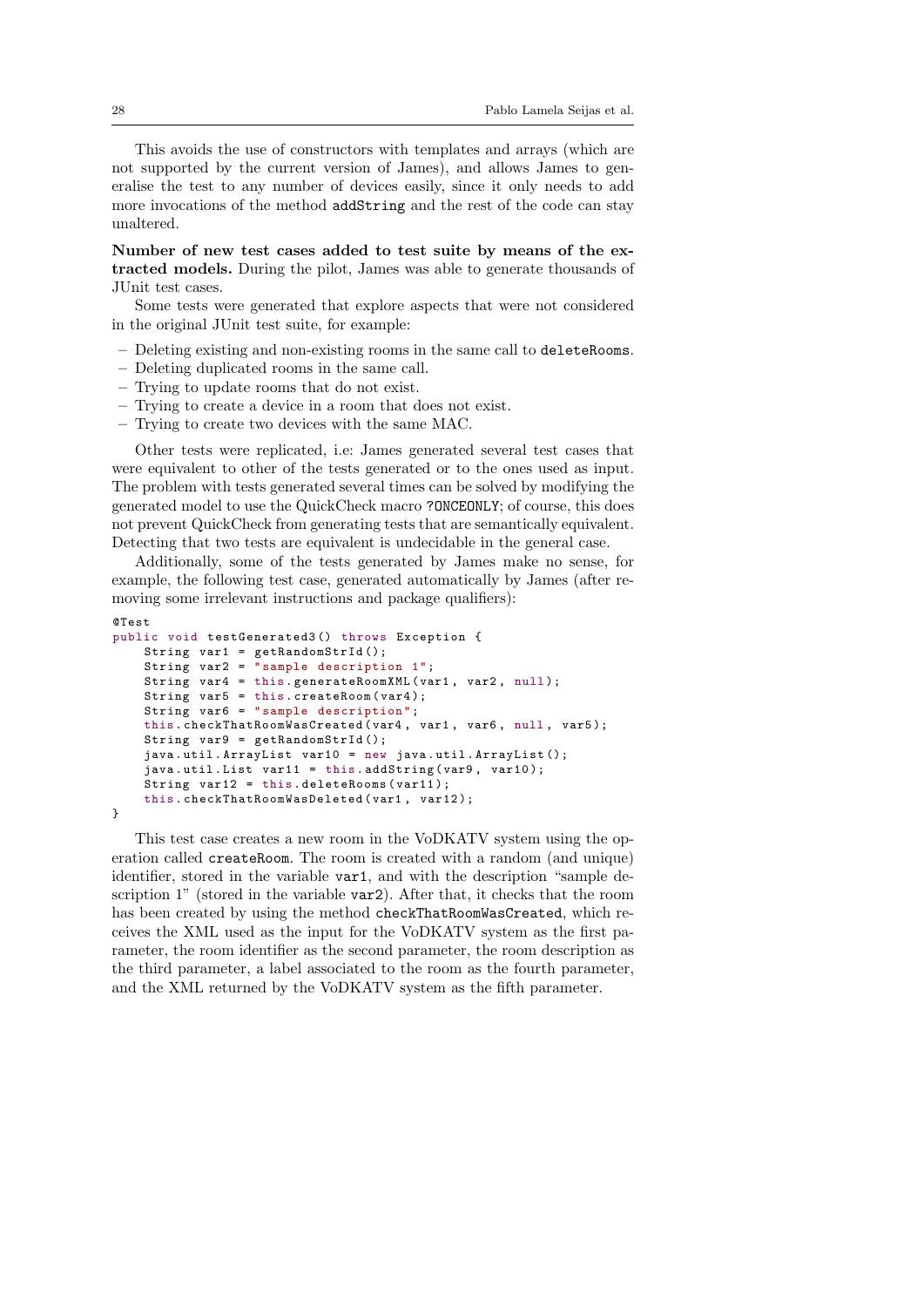This avoids the use of constructors with templates and arrays (which are not supported by the current version of James), and allows James to generalise the test to any number of devices easily, since it only needs to add more invocations of the method `addString` and the rest of the code can stay unaltered.

**Number of new test cases added to test suite by means of the extracted models.** During the pilot, James was able to generate thousands of JUnit test cases.

Some tests were generated that explore aspects that were not considered in the original JUnit test suite, for example:

- Deleting existing and non-existing rooms in the same call to `deleteRooms`.
- Deleting duplicated rooms in the same call.
- Trying to update rooms that do not exist.
- Trying to create a device in a room that does not exist.
- Trying to create two devices with the same MAC.

Other tests were replicated, i.e: James generated several test cases that were equivalent to other of the tests generated or to the ones used as input. The problem with tests generated several times can be solved by modifying the generated model to use the QuickCheck macro `?ONCEONLY`; of course, this does not prevent QuickCheck from generating tests that are semantically equivalent. Detecting that two tests are equivalent is undecidable in the general case.

Additionally, some of the tests generated by James make no sense, for example, the following test case, generated automatically by James (after removing some irrelevant instructions and package qualifiers):

```
@Test
public void testGenerated3() throws Exception {
    String var1 = getRandomStrId();
    String var2 = "sample description 1";
    String var4 = this.generateRoomXML(var1, var2, null);
    String var5 = this.createRoom(var4);
    String var6 = "sample description";
    this.checkThatRoomWasCreated(var4, var1, var6, null, var5);
    String var9 = getRandomStrId();
    java.util.ArrayList var10 = new java.util.ArrayList();
    java.util.List var11 = this.addString(var9, var10);
    String var12 = this.deleteRooms(var11);
    this.checkThatRoomWasDeleted(var1, var12);
}
```

This test case creates a new room in the VoDKATV system using the operation called `createRoom`. The room is created with a random (and unique) identifier, stored in the variable `var1`, and with the description "sample description 1" (stored in the variable `var2`). After that, it checks that the room has been created by using the method `checkThatRoomWasCreated`, which receives the XML used as the input for the VoDKATV system as the first parameter, the room identifier as the second parameter, the room description as the third parameter, a label associated to the room as the fourth parameter, and the XML returned by the VoDKATV system as the fifth parameter.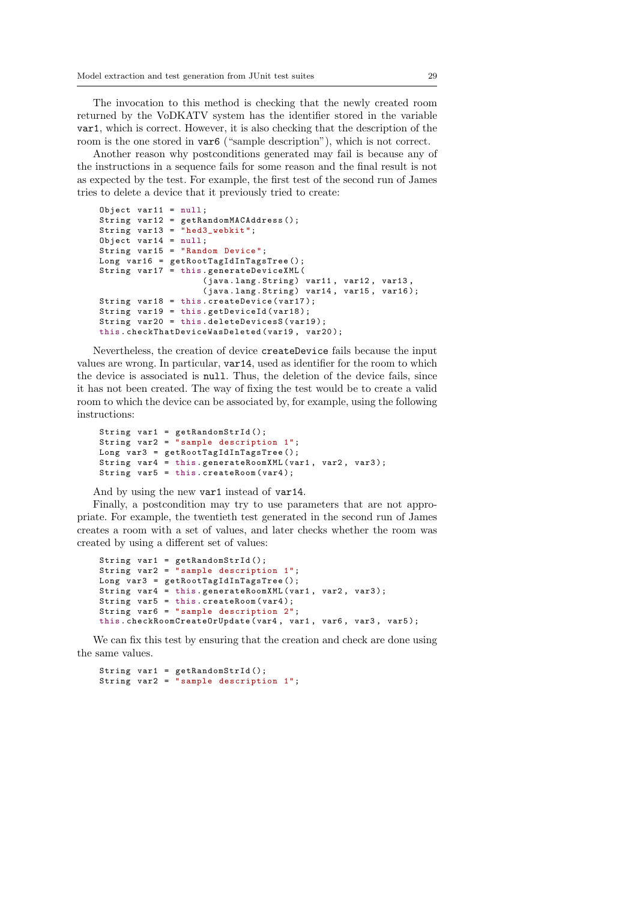The invocation to this method is checking that the newly created room returned by the VoDKATV system has the identifier stored in the variable `var1`, which is correct. However, it is also checking that the description of the room is the one stored in `var6` ("sample description"), which is not correct.

Another reason why postconditions generated may fail is because any of the instructions in a sequence fails for some reason and the final result is not as expected by the test. For example, the first test of the second run of James tries to delete a device that it previously tried to create:

```
Object var11 = null;
String var12 = getRandomMACAddress();
String var13 = "hed3_webkit";
Object var14 = null;
String var15 = "Random Device";
Long var16 = getRootTagIdInTagsTree();
String var17 = this.generateDeviceXML(
                    (java.lang.String) var11, var12, var13,
                    (java.lang.String) var14, var15, var16);
String var18 = this.createDevice(var17);
String var19 = this.getDeviceId(var18);
String var20 = this.deleteDevicesS(var19);
this.checkThatDeviceWasDeleted(var19, var20);
```

Nevertheless, the creation of device `createDevice` fails because the input values are wrong. In particular, `var14`, used as identifier for the room to which the device is associated is `null`. Thus, the deletion of the device fails, since it has not been created. The way of fixing the test would be to create a valid room to which the device can be associated by, for example, using the following instructions:

```
String var1 = getRandomStrId();
String var2 = "sample description 1";
Long var3 = getRootTagIdInTagsTree();
String var4 = this.generateRoomXML(var1, var2, var3);
String var5 = this.createRoom(var4);
```

And by using the new `var1` instead of `var14`.

Finally, a postcondition may try to use parameters that are not appropriate. For example, the twentieth test generated in the second run of James creates a room with a set of values, and later checks whether the room was created by using a different set of values:

```
String var1 = getRandomStrId();
String var2 = "sample description 1";
Long var3 = getRootTagIdInTagsTree();
String var4 = this.generateRoomXML(var1, var2, var3);
String var5 = this.createRoom(var4);
String var6 = "sample description 2";
this.checkRoomCreateOrUpdate(var4, var1, var6, var3, var5);
```

We can fix this test by ensuring that the creation and check are done using the same values.

```
String var1 = getRandomStrId();
String var2 = "sample description 1";
```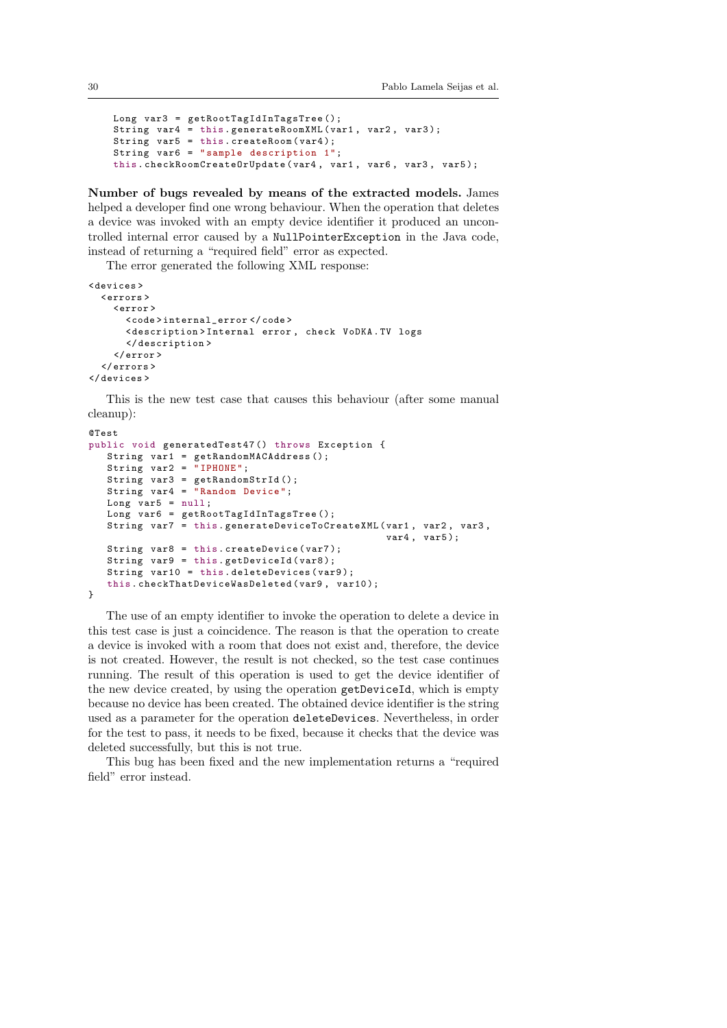```
    Long var3 = getRootTagIdInTagsTree();
    String var4 = this.generateRoomXML(var1, var2, var3);
    String var5 = this.createRoom(var4);
    String var6 = "sample description 1";
    this.checkRoomCreateOrUpdate(var4, var1, var6, var3, var5);
```

**Number of bugs revealed by means of the extracted models.** James helped a developer find one wrong behaviour. When the operation that deletes a device was invoked with an empty device identifier it produced an uncontrolled internal error caused by a `NullPointerException` in the Java code, instead of returning a "required field" error as expected.

The error generated the following XML response:

```
<devices>
  <errors>
    <error>
      <code>internal_error</code>
      <description>Internal error, check VoDKA.TV logs
      </description>
    </error>
  </errors>
</devices>
```

This is the new test case that causes this behaviour (after some manual cleanup):

```
@Test
public void generatedTest47() throws Exception {
   String var1 = getRandomMACAddress();
   String var2 = "IPHONE";
   String var3 = getRandomStrId();
   String var4 = "Random Device";
   Long var5 = null;
   Long var6 = getRootTagIdInTagsTree();
   String var7 = this.generateDeviceToCreateXML(var1, var2, var3,
                                                var4, var5);
   String var8 = this.createDevice(var7);
   String var9 = this.getDeviceId(var8);
   String var10 = this.deleteDevices(var9);
   this.checkThatDeviceWasDeleted(var9, var10);
}
```

The use of an empty identifier to invoke the operation to delete a device in this test case is just a coincidence. The reason is that the operation to create a device is invoked with a room that does not exist and, therefore, the device is not created. However, the result is not checked, so the test case continues running. The result of this operation is used to get the device identifier of the new device created, by using the operation `getDeviceId`, which is empty because no device has been created. The obtained device identifier is the string used as a parameter for the operation `deleteDevices`. Nevertheless, in order for the test to pass, it needs to be fixed, because it checks that the device was deleted successfully, but this is not true.

This bug has been fixed and the new implementation returns a "required field" error instead.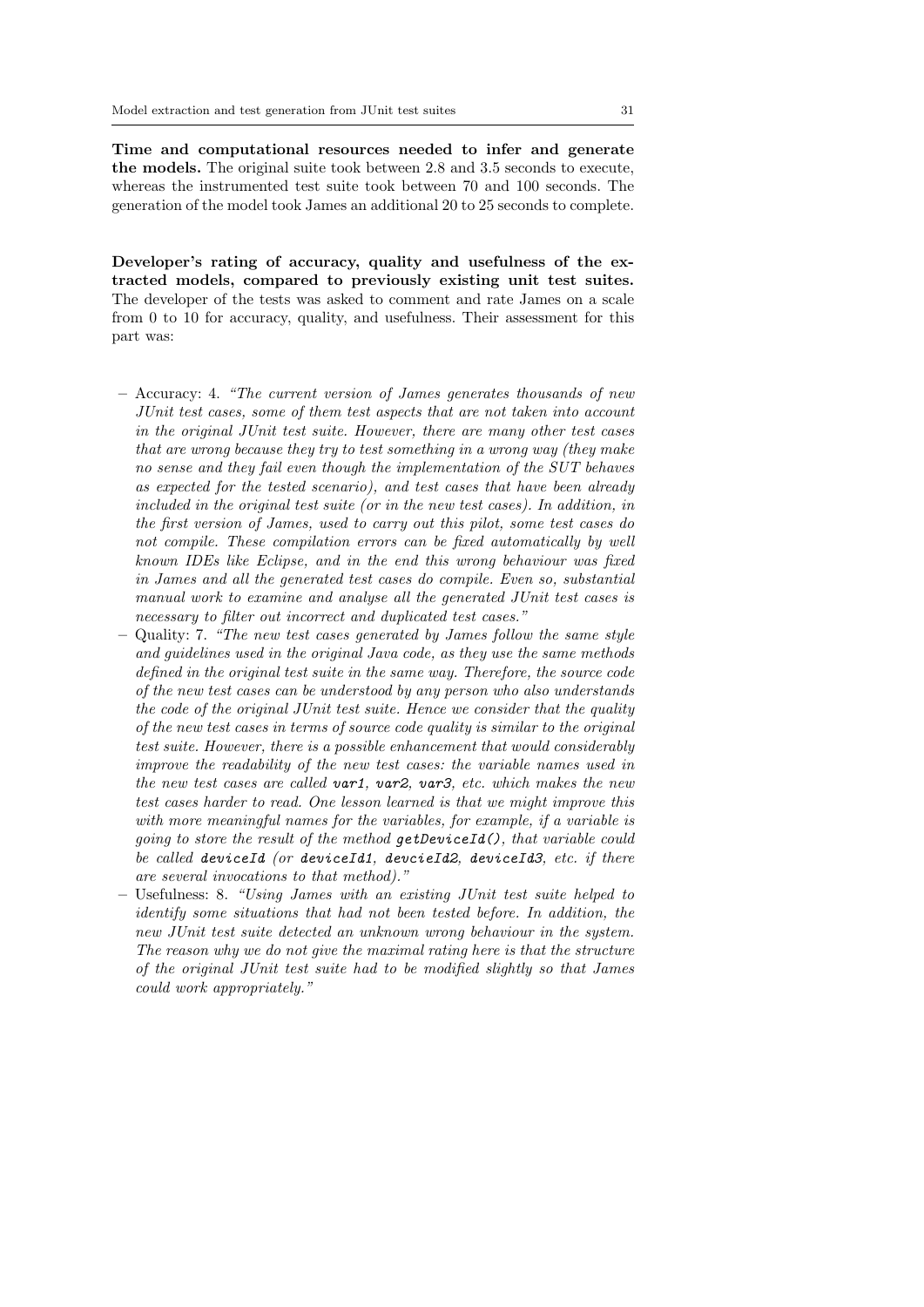**Time and computational resources needed to infer and generate the models.** The original suite took between 2.8 and 3.5 seconds to execute, whereas the instrumented test suite took between 70 and 100 seconds. The generation of the model took James an additional 20 to 25 seconds to complete.

**Developer's rating of accuracy, quality and usefulness of the extracted models, compared to previously existing unit test suites.** The developer of the tests was asked to comment and rate James on a scale from 0 to 10 for accuracy, quality, and usefulness. Their assessment for this part was:

– Accuracy: 4. *"The current version of James generates thousands of new JUnit test cases, some of them test aspects that are not taken into account in the original JUnit test suite. However, there are many other test cases that are wrong because they try to test something in a wrong way (they make no sense and they fail even though the implementation of the SUT behaves as expected for the tested scenario), and test cases that have been already included in the original test suite (or in the new test cases). In addition, in the first version of James, used to carry out this pilot, some test cases do not compile. These compilation errors can be fixed automatically by well known IDEs like Eclipse, and in the end this wrong behaviour was fixed in James and all the generated test cases do compile. Even so, substantial manual work to examine and analyse all the generated JUnit test cases is necessary to filter out incorrect and duplicated test cases."*

– Quality: 7. *"The new test cases generated by James follow the same style and guidelines used in the original Java code, as they use the same methods defined in the original test suite in the same way. Therefore, the source code of the new test cases can be understood by any person who also understands the code of the original JUnit test suite. Hence we consider that the quality of the new test cases in terms of source code quality is similar to the original test suite. However, there is a possible enhancement that would considerably improve the readability of the new test cases: the variable names used in the new test cases are called* ***`var1`**, **`var2`**, **`var3`**, etc. which makes the new test cases harder to read. One lesson learned is that we might improve this with more meaningful names for the variables, for example, if a variable is going to store the result of the method **`getDeviceId()`**, that variable could be called **`deviceId`** (or **`deviceId1`**, **`devcieId2`**, **`deviceId3`**, etc. if there are several invocations to that method)."*

– Usefulness: 8. *"Using James with an existing JUnit test suite helped to identify some situations that had not been tested before. In addition, the new JUnit test suite detected an unknown wrong behaviour in the system. The reason why we do not give the maximal rating here is that the structure of the original JUnit test suite had to be modified slightly so that James could work appropriately."*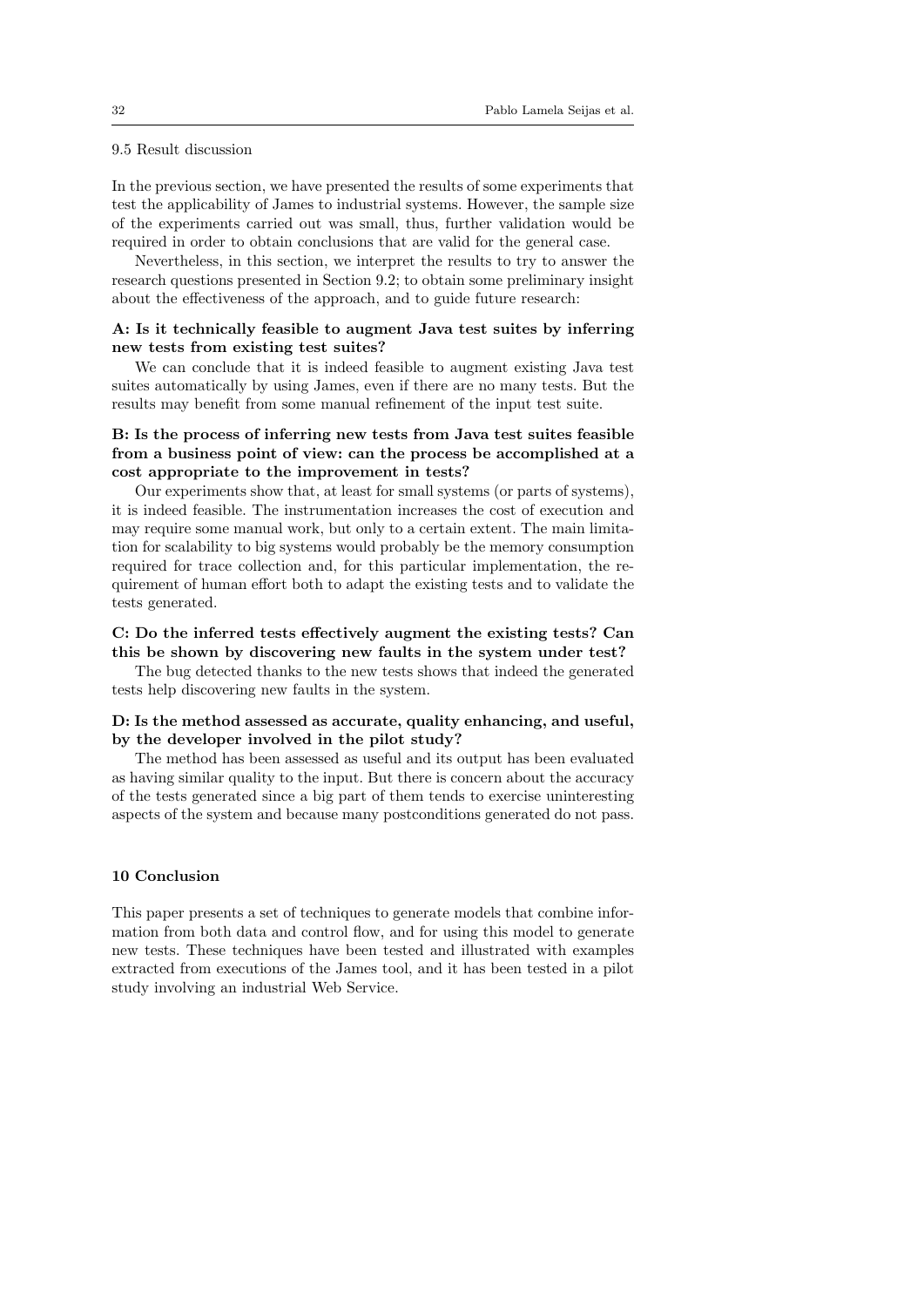### 9.5 Result discussion

In the previous section, we have presented the results of some experiments that test the applicability of James to industrial systems. However, the sample size of the experiments carried out was small, thus, further validation would be required in order to obtain conclusions that are valid for the general case.

Nevertheless, in this section, we interpret the results to try to answer the research questions presented in Section 9.2; to obtain some preliminary insight about the effectiveness of the approach, and to guide future research:

**A: Is it technically feasible to augment Java test suites by inferring new tests from existing test suites?**

We can conclude that it is indeed feasible to augment existing Java test suites automatically by using James, even if there are no many tests. But the results may benefit from some manual refinement of the input test suite.

**B: Is the process of inferring new tests from Java test suites feasible from a business point of view: can the process be accomplished at a cost appropriate to the improvement in tests?**

Our experiments show that, at least for small systems (or parts of systems), it is indeed feasible. The instrumentation increases the cost of execution and may require some manual work, but only to a certain extent. The main limitation for scalability to big systems would probably be the memory consumption required for trace collection and, for this particular implementation, the requirement of human effort both to adapt the existing tests and to validate the tests generated.

**C: Do the inferred tests effectively augment the existing tests? Can this be shown by discovering new faults in the system under test?**

The bug detected thanks to the new tests shows that indeed the generated tests help discovering new faults in the system.

**D: Is the method assessed as accurate, quality enhancing, and useful, by the developer involved in the pilot study?**

The method has been assessed as useful and its output has been evaluated as having similar quality to the input. But there is concern about the accuracy of the tests generated since a big part of them tends to exercise uninteresting aspects of the system and because many postconditions generated do not pass.

## 10 Conclusion

This paper presents a set of techniques to generate models that combine information from both data and control flow, and for using this model to generate new tests. These techniques have been tested and illustrated with examples extracted from executions of the James tool, and it has been tested in a pilot study involving an industrial Web Service.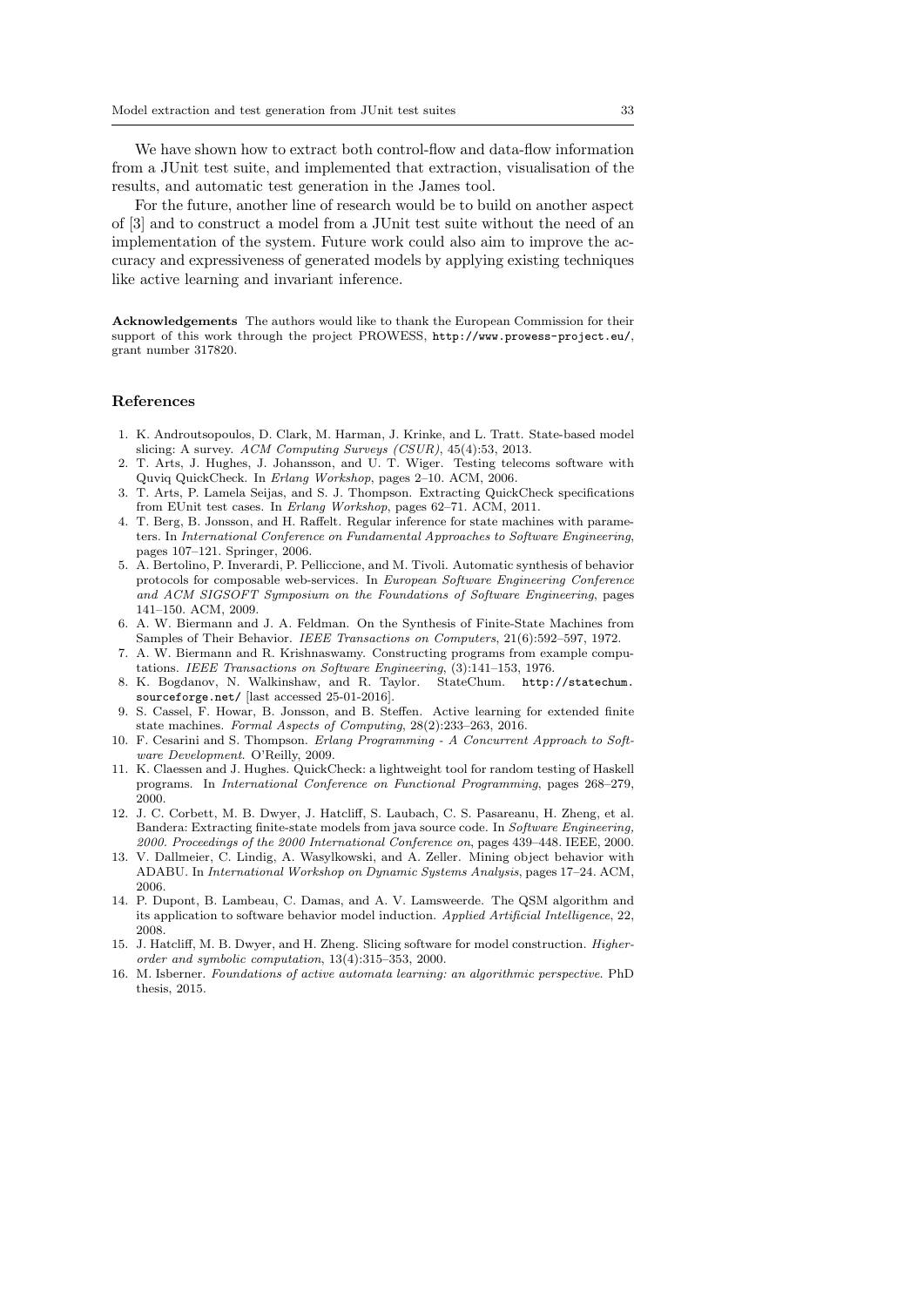We have shown how to extract both control-flow and data-flow information from a JUnit test suite, and implemented that extraction, visualisation of the results, and automatic test generation in the James tool.

For the future, another line of research would be to build on another aspect of [3] and to construct a model from a JUnit test suite without the need of an implementation of the system. Future work could also aim to improve the accuracy and expressiveness of generated models by applying existing techniques like active learning and invariant inference.

**Acknowledgements** The authors would like to thank the European Commission for their support of this work through the project PROWESS, http://www.prowess-project.eu/, grant number 317820.

## References

1. K. Androutsopoulos, D. Clark, M. Harman, J. Krinke, and L. Tratt. State-based model slicing: A survey. *ACM Computing Surveys (CSUR)*, 45(4):53, 2013.
2. T. Arts, J. Hughes, J. Johansson, and U. T. Wiger. Testing telecoms software with Quviq QuickCheck. In *Erlang Workshop*, pages 2–10. ACM, 2006.
3. T. Arts, P. Lamela Seijas, and S. J. Thompson. Extracting QuickCheck specifications from EUnit test cases. In *Erlang Workshop*, pages 62–71. ACM, 2011.
4. T. Berg, B. Jonsson, and H. Raffelt. Regular inference for state machines with parameters. In *International Conference on Fundamental Approaches to Software Engineering*, pages 107–121. Springer, 2006.
5. A. Bertolino, P. Inverardi, P. Pelliccione, and M. Tivoli. Automatic synthesis of behavior protocols for composable web-services. In *European Software Engineering Conference and ACM SIGSOFT Symposium on the Foundations of Software Engineering*, pages 141–150. ACM, 2009.
6. A. W. Biermann and J. A. Feldman. On the Synthesis of Finite-State Machines from Samples of Their Behavior. *IEEE Transactions on Computers*, 21(6):592–597, 1972.
7. A. W. Biermann and R. Krishnaswamy. Constructing programs from example computations. *IEEE Transactions on Software Engineering*, (3):141–153, 1976.
8. K. Bogdanov, N. Walkinshaw, and R. Taylor. StateChum. http://statechum.sourceforge.net/ [last accessed 25-01-2016].
9. S. Cassel, F. Howar, B. Jonsson, and B. Steffen. Active learning for extended finite state machines. *Formal Aspects of Computing*, 28(2):233–263, 2016.
10. F. Cesarini and S. Thompson. *Erlang Programming - A Concurrent Approach to Software Development*. O'Reilly, 2009.
11. K. Claessen and J. Hughes. QuickCheck: a lightweight tool for random testing of Haskell programs. In *International Conference on Functional Programming*, pages 268–279, 2000.
12. J. C. Corbett, M. B. Dwyer, J. Hatcliff, S. Laubach, C. S. Pasareanu, H. Zheng, et al. Bandera: Extracting finite-state models from java source code. In *Software Engineering, 2000. Proceedings of the 2000 International Conference on*, pages 439–448. IEEE, 2000.
13. V. Dallmeier, C. Lindig, A. Wasylkowski, and A. Zeller. Mining object behavior with ADABU. In *International Workshop on Dynamic Systems Analysis*, pages 17–24. ACM, 2006.
14. P. Dupont, B. Lambeau, C. Damas, and A. V. Lamsweerde. The QSM algorithm and its application to software behavior model induction. *Applied Artificial Intelligence*, 22, 2008.
15. J. Hatcliff, M. B. Dwyer, and H. Zheng. Slicing software for model construction. *Higher-order and symbolic computation*, 13(4):315–353, 2000.
16. M. Isberner. *Foundations of active automata learning: an algorithmic perspective*. PhD thesis, 2015.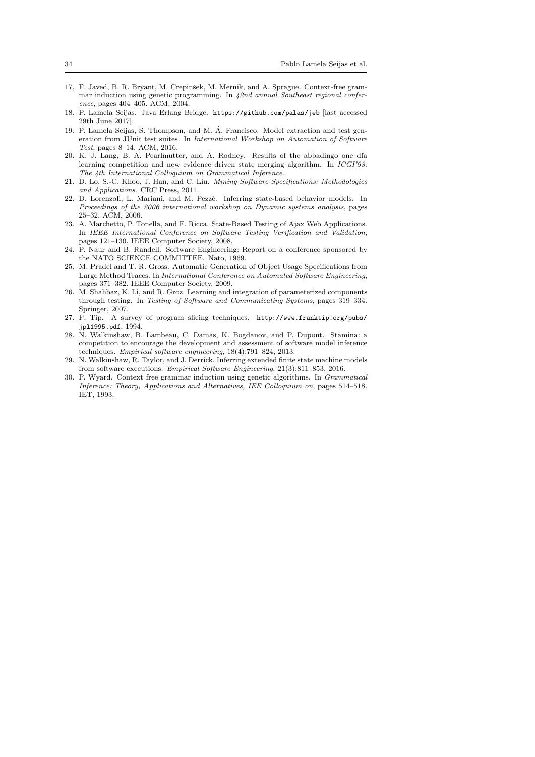17. F. Javed, B. R. Bryant, M. Črepinšek, M. Mernik, and A. Sprague. Context-free grammar induction using genetic programming. In *42nd annual Southeast regional conference*, pages 404–405. ACM, 2004.
18. P. Lamela Seijas. Java Erlang Bridge. `https://github.com/palas/jeb` [last accessed 29th June 2017].
19. P. Lamela Seijas, S. Thompson, and M. Á. Francisco. Model extraction and test generation from JUnit test suites. In *International Workshop on Automation of Software Test*, pages 8–14. ACM, 2016.
20. K. J. Lang, B. A. Pearlmutter, and A. Rodney. Results of the abbadingo one dfa learning competition and new evidence driven state merging algorithm. In *ICGI'98: The 4th International Colloquium on Grammatical Inference*.
21. D. Lo, S.-C. Khoo, J. Han, and C. Liu. *Mining Software Specifications: Methodologies and Applications*. CRC Press, 2011.
22. D. Lorenzoli, L. Mariani, and M. Pezzè. Inferring state-based behavior models. In *Proceedings of the 2006 international workshop on Dynamic systems analysis*, pages 25–32. ACM, 2006.
23. A. Marchetto, P. Tonella, and F. Ricca. State-Based Testing of Ajax Web Applications. In *IEEE International Conference on Software Testing Verification and Validation*, pages 121–130. IEEE Computer Society, 2008.
24. P. Naur and B. Randell. Software Engineering: Report on a conference sponsored by the NATO SCIENCE COMMITTEE. Nato, 1969.
25. M. Pradel and T. R. Gross. Automatic Generation of Object Usage Specifications from Large Method Traces. In *International Conference on Automated Software Engineering*, pages 371–382. IEEE Computer Society, 2009.
26. M. Shahbaz, K. Li, and R. Groz. Learning and integration of parameterized components through testing. In *Testing of Software and Communicating Systems*, pages 319–334. Springer, 2007.
27. F. Tip. A survey of program slicing techniques. `http://www.franktip.org/pubs/jpl1995.pdf`, 1994.
28. N. Walkinshaw, B. Lambeau, C. Damas, K. Bogdanov, and P. Dupont. Stamina: a competition to encourage the development and assessment of software model inference techniques. *Empirical software engineering*, 18(4):791–824, 2013.
29. N. Walkinshaw, R. Taylor, and J. Derrick. Inferring extended finite state machine models from software executions. *Empirical Software Engineering*, 21(3):811–853, 2016.
30. P. Wyard. Context free grammar induction using genetic algorithms. In *Grammatical Inference: Theory, Applications and Alternatives, IEE Colloquium on*, pages 514–518. IET, 1993.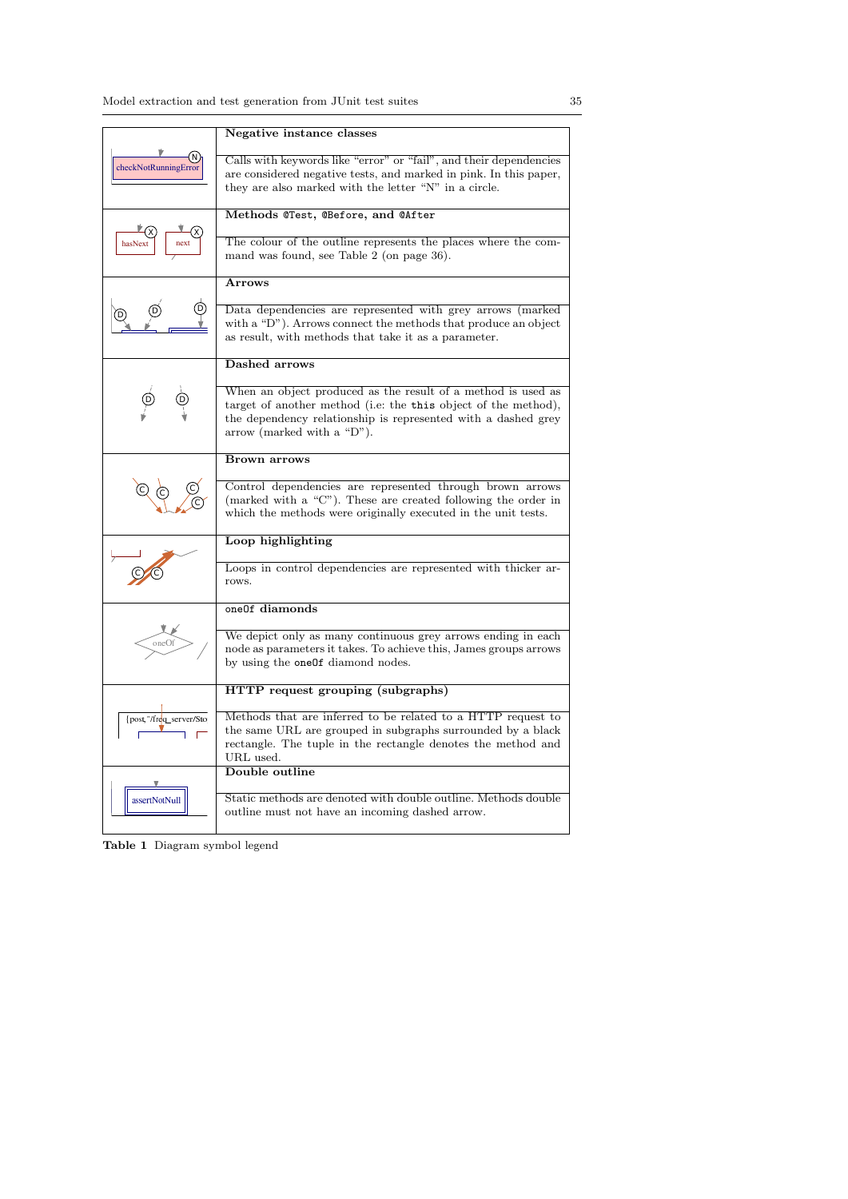| Symbol | Description |
|---|---|
| checkNotRunningError (N) | **Negative instance classes**<br>Calls with keywords like "error" or "fail", and their dependencies are considered negative tests, and marked in pink. In this paper, they are also marked with the letter "N" in a circle. |
| hasNext (X), next (X) | **Methods `@Test`, `@Before`, and `@After`**<br>The colour of the outline represents the places where the command was found, see Table 2 (on page 36). |
| (D) (D) (D) | **Arrows**<br>Data dependencies are represented with grey arrows (marked with a "D"). Arrows connect the methods that produce an object as result, with methods that take it as a parameter. |
| (D) (D) | **Dashed arrows**<br>When an object produced as the result of a method is used as target of another method (i.e: the `this` object of the method), the dependency relationship is represented with a dashed grey arrow (marked with a "D"). |
| (C) (C) (C) (C) | **Brown arrows**<br>Control dependencies are represented through brown arrows (marked with a "C"). These are created following the order in which the methods were originally executed in the unit tests. |
| (C) (C) | **Loop highlighting**<br>Loops in control dependencies are represented with thicker arrows. |
| oneOf | **`oneOf` diamonds**<br>We depict only as many continuous grey arrows ending in each node as parameters it takes. To achieve this, James groups arrows by using the `oneOf` diamond nodes. |
| [post,"/freq_server/Sto | **HTTP request grouping (subgraphs)**<br>Methods that are inferred to be related to a HTTP request to the same URL are grouped in subgraphs surrounded by a black rectangle. The tuple in the rectangle denotes the method and URL used. |
| assertNotNull | **Double outline**<br>Static methods are denoted with double outline. Methods double outline must not have an incoming dashed arrow. |

**Table 1** Diagram symbol legend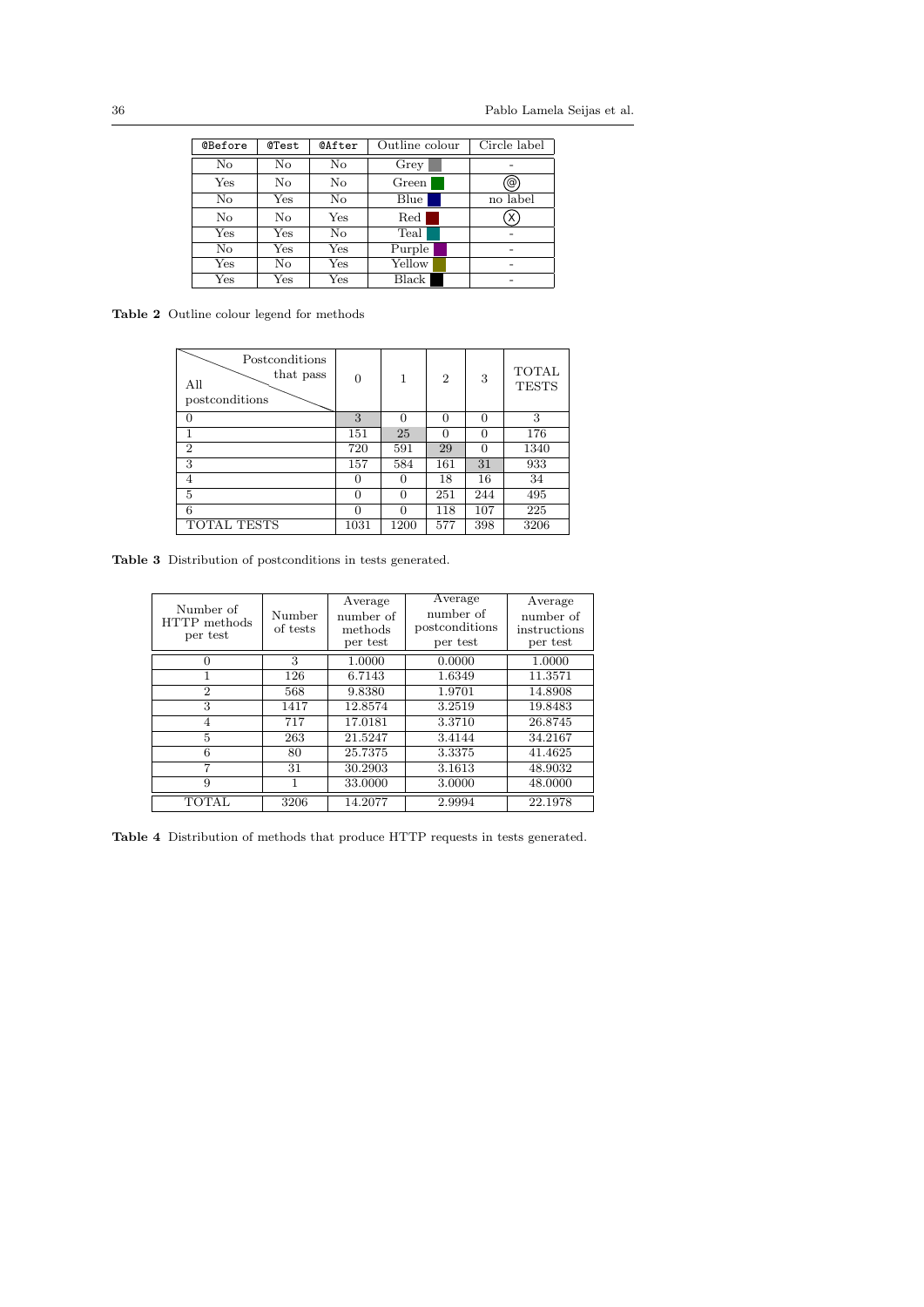| `@Before` | `@Test` | `@After` | Outline colour | Circle label |
|---|---|---|---|---|
| No | No | No | Grey | - |
| Yes | No | No | Green | @ |
| No | Yes | No | Blue | no label |
| No | No | Yes | Red | X |
| Yes | Yes | No | Teal | - |
| No | Yes | Yes | Purple | - |
| Yes | No | Yes | Yellow | - |
| Yes | Yes | Yes | Black | - |

**Table 2** Outline colour legend for methods

| All postconditions \ Postconditions that pass | 0 | 1 | 2 | 3 | TOTAL TESTS |
|---|---|---|---|---|---|
| 0 | 3 | 0 | 0 | 0 | 3 |
| 1 | 151 | 25 | 0 | 0 | 176 |
| 2 | 720 | 591 | 29 | 0 | 1340 |
| 3 | 157 | 584 | 161 | 31 | 933 |
| 4 | 0 | 0 | 18 | 16 | 34 |
| 5 | 0 | 0 | 251 | 244 | 495 |
| 6 | 0 | 0 | 118 | 107 | 225 |
| TOTAL TESTS | 1031 | 1200 | 577 | 398 | 3206 |

**Table 3** Distribution of postconditions in tests generated.

| Number of HTTP methods per test | Number of tests | Average number of methods per test | Average number of postconditions per test | Average number of instructions per test |
|---|---|---|---|---|
| 0 | 3 | 1.0000 | 0.0000 | 1.0000 |
| 1 | 126 | 6.7143 | 1.6349 | 11.3571 |
| 2 | 568 | 9.8380 | 1.9701 | 14.8908 |
| 3 | 1417 | 12.8574 | 3.2519 | 19.8483 |
| 4 | 717 | 17.0181 | 3.3710 | 26.8745 |
| 5 | 263 | 21.5247 | 3.4144 | 34.2167 |
| 6 | 80 | 25.7375 | 3.3375 | 41.4625 |
| 7 | 31 | 30.2903 | 3.1613 | 48.9032 |
| 9 | 1 | 33.0000 | 3.0000 | 48.0000 |
| TOTAL | 3206 | 14.2077 | 2.9994 | 22.1978 |

**Table 4** Distribution of methods that produce HTTP requests in tests generated.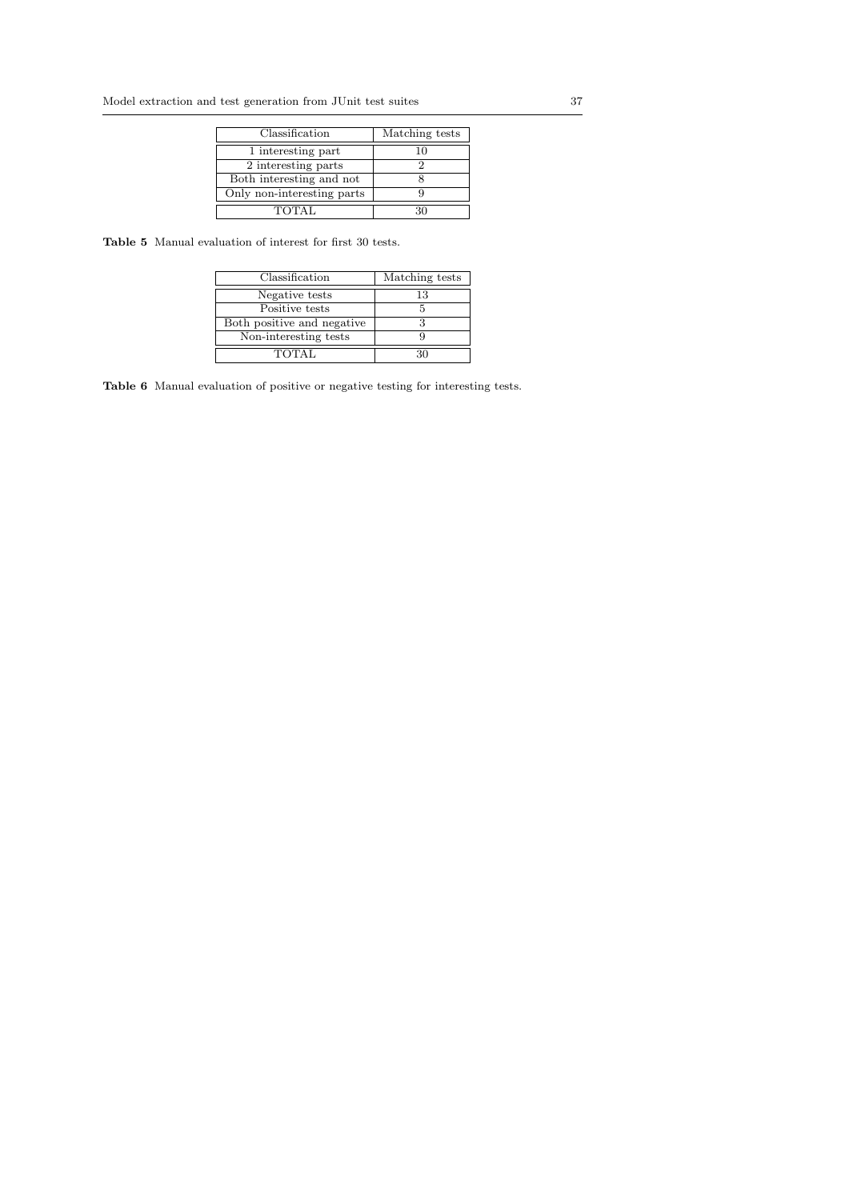| Classification | Matching tests |
| --- | --- |
| 1 interesting part | 10 |
| 2 interesting parts | 2 |
| Both interesting and not | 8 |
| Only non-interesting parts | 9 |
| TOTAL | 30 |

**Table 5** Manual evaluation of interest for first 30 tests.

| Classification | Matching tests |
| --- | --- |
| Negative tests | 13 |
| Positive tests | 5 |
| Both positive and negative | 3 |
| Non-interesting tests | 9 |
| TOTAL | 30 |

**Table 6** Manual evaluation of positive or negative testing for interesting tests.